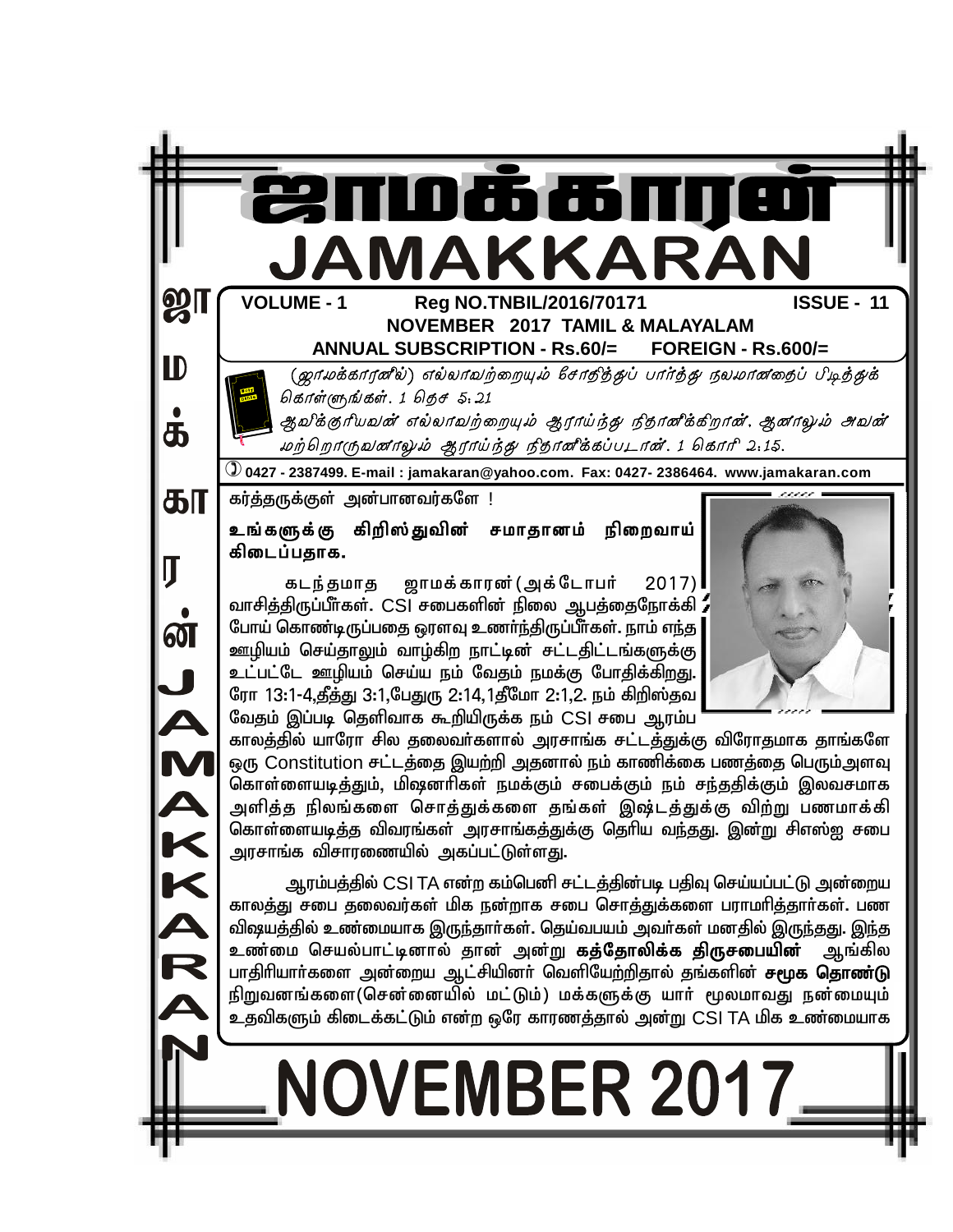# ஜாமக்காரன்

# JAMAKKARAN

**VOLUME - 1 Reg NO.TNBIL/2016/70171 ISSUE - 11**

**NOVEMBER 2017 TAMIL & MALAYALAM**

**ANNUAL SUBSCRIPTION - Rs.60/= FOREIGN - Rs.600/=**

*(ஜாமக்காரனில்) எல்லாவற்றையும் சோதித்துப் பார்த்து நலமானதைப் பிடித்துக் கொள்ளுங்கள். 1 தெச 5:21*

*ஆவிக்குரியவன் எல்லாவற்றையும் ஆராய்ந்து நிதானிக்கிறான், ஆனாலும் அவன் மற்றொருவனாலும் ஆராய்ந்து நிதானிக்கப்படான். 1 கொரி 2:15.*

**0427 - 2387499. E-mail : jamakaran@yahoo.com. Fax: 0427- 2386464. www.jamakaran.com**

கர்த்தருக்குள் அன்பானவர்களே !

**உங்களுக்கு கிறிஸ்துவின் சமாதானம் நிறைவாய் கிடைப்பதாக.**

கடந்தமாத ஜாமக்காரன்(அக்டோபர் 2017) வாசித்திருப்பீர்கள். CSI சபைகளின் நிலை ஆபத்தைநோக்கி போய் கொண்டிருப்பதை ஓரளவு உணர்ந்திருப்பீர்கள். நாம் எந்த ஊழியம் செய்தாலும் வாழ்கிற நாட்டின் சட்டதிட்டங்களுக்கு உட்பட்டே ஊழியம் செய்ய நம் வேதம் நமக்கு போதிக்கிறது. ரோ 13:1-4,தீத்து 3:1,பேதுரு 2:14,1தீமோ 2:1,2. நம் கிறிஸ்தவ வேதம் இப்படி தெளிவாக கூறியிருக்க நம் CSI சபை ஆரம்ப காலத்தில் யாரோ சில தலைவர்களால் அரசாங்க சட்டத்துக்கு விரோதமாக தாங்களே ஒரு Constitution சட்டத்தை இயற்றி அதனால் நம் காணிக்கை பணத்தை பெரும்அளவு கொள்ளையடித்தும், மிஷனரிகள் நமக்கும் சபைக்கும் நம் சந்ததிக்கும் இலவசமாக அளித்த நிலங்களை சொத்துக்களை தங்கள் இஷ்டத்துக்கு விற்று பணமாக்கி கொள்ளையடித்த விவரங்கள் அரசாங்கத்துக்கு தெரிய வந்தது. இன்று சிஎஸ்ஐ சபை அரசாங்க விசாரணையில் அகப்பட்டுள்ளது.

ஆரம்பத்தில் CSI TA என்ற கம்பெனி சட்டத்தின்படி பதிவு செய்யப்பட்டு அன்றைய காலத்து சபை தலைவர்கள் மிக நன்றாக சபை சொத்துக்களை பராமரித்தார்கள். பண விஷயத்தில் உண்மையாக இருந்தார்கள். தெய்வபயம் அவர்கள் மனதில் இருந்தது. இந்த உண்மை செயல்பாட்டினால் தான் அன்று **கத்தோலிக்க திருசபையின்** ஆங்கில பாதிரியார்களை அன்றைய ஆட்சியினர் வெளியேற்றிதால் தங்களின் **சமூக தொண்டு** நிறுவனங்களை(சென்னையில் மட்டும்) மக்களுக்கு யார் மூலமாவது நன்மையும் உதவிகளும் கிடைக்கட்டும் என்ற ஒரே காரணத்தால் அன்று CSI TA மிக உண்மையாக

# NOVEMBER 2017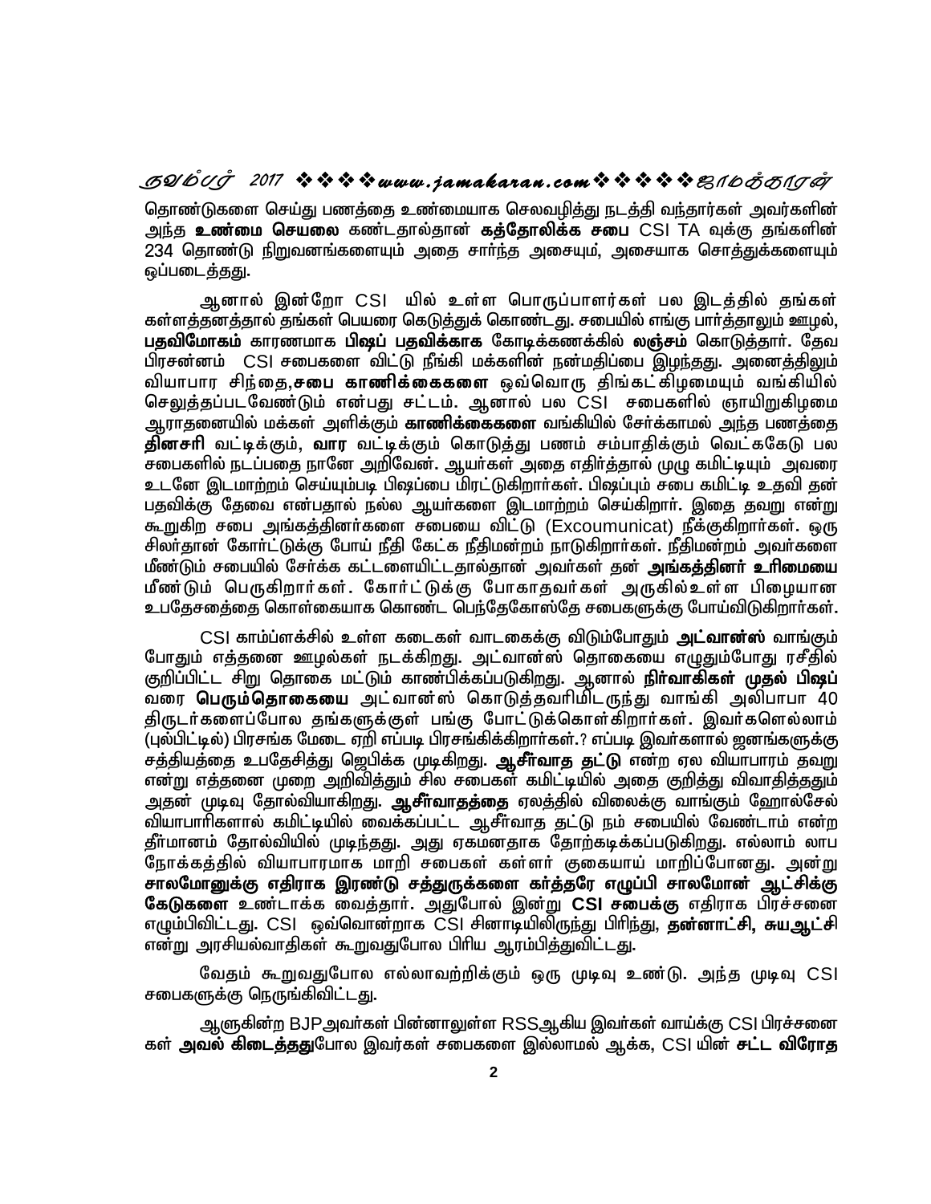தொண்டுகளை செய்து பணத்தை உண்மையாக செலவழித்து நடத்தி வந்தார்கள் அவர்களின் அந்த **உண்மை செயலை** கண்டதால்தான் **கத்தோலிக்க சபை** CSI TA வுக்கு தங்களின் 234 தொண்டு நிறுவனங்களையும் அதை சார்ந்த அசையும், அசையாக சொத்துக்களையும் ஒப்படைத்தது.

ஆனால் இன்றோ CSI யில் உள்ள பொருப்பாளர்கள் பல இடத்தில் தங்கள் கள்ளத்தனத்தால் தங்கள் பெயரை கெடுத்துக் கொண்டது. சபையில் எங்கு பார்த்தாலும் ஊழல், **பதவிமோகம்** காரணமாக **பிஷப் பதவிக்காக** கோடிக்கணக்கில் **லஞ்சம்** கொடுத்தார். தேவ பிரசன்னம் CSI சபைகளை விட்டு நீங்கி மக்களின் நன்மதிப்பை இழந்தது. அனைத்திலும் வியாபார சிந்தை,**சபை காணிக்கைகளை** ஒவ்வொரு திங்கட்கிழமையும் வங்கியில் செலுத்தப்படவேண்டும் என்பது சட்டம். ஆனால் பல CSI சபைகளில் ஞாயிறுகிழமை ஆராதனையில் மக்கள் அளிக்கும் **காணிக்கைகளை** வங்கியில் சேர்க்காமல் அந்த பணத்தை **தினசரி** வட்டிக்கும், **வார** வட்டிக்கும் கொடுத்து பணம் சம்பாதிக்கும் வெட்கக்கேடு பல சபைகளில் நடப்பதை நானே அறிவேன். ஆயர்கள் அதை எதிர்த்தால் முழு கமிட்டியும் அவரை உடனே இடமாற்றம் செய்யும்படி பிஷப்பை மிரட்டுகிறார்கள். பிஷப்பும் சபை கமிட்டி உதவி தன் பதவிக்கு தேவை என்பதால் நல்ல ஆயர்களை இடமாற்றம் செய்கிறார். இதை தவறு என்று கூறுகிற சபை அங்கத்தினர்களை சபையை விட்டு (Excoumunicat) நீக்குகிறார்கள். ஒரு சிலர்தான் கோர்ட்டுக்கு போய் நீதி கேட்க நீதிமன்றம் நாடுகிறார்கள். நீதிமன்றம் அவர்களை மீண்டும் சபையில் சேர்க்க கட்டளையிட்டதால்தான் அவர்கள் தன் **அங்கத்தினர் உரிமையை** மீண்டும் பெருகிறார்கள். கோர்ட்டுக்கு போகாதவர்கள் அருகில்உள்ள பிழையான உபதேசத்தை கொள்கையாக கொண்ட பெந்தேகோஸ்தே சபைகளுக்கு போய்விடுகிறார்கள்.

CSI காம்ப்ளக்சில் உள்ள கடைகள் வாடகைக்கு விடும்போதும் **அட்வான்ஸ்** வாங்கும் போதும் எத்தனை ஊழல்கள் நடக்கிறது. அட்வான்ஸ் தொகையை எழுதும்போது ரசீதில் குறிப்பிட்ட சிறு தொகை மட்டும் காண்பிக்கப்படுகிறது. ஆனால் **நிர்வாகிகள் முதல் பிஷப்** வரை **பெரும்தொகையை** அட்வான்ஸ் கொடுத்தவரிமிடருந்து வாங்கி அலிபாபா 40 திருடர்களைப்போல தங்களுக்குள் பங்கு போட்டுக்கொள்கிறார்கள். இவர்களெல்லாம் (புல்பிட்டில்) பிரசங்க மேடை ஏறி எப்படி பிரசங்கிக்கிறார்கள்.? எப்படி இவர்களால் ஜனங்களுக்கு சத்தியத்தை உபதேசித்து ஜெபிக்க முடிகிறது. **ஆசீர்வாத தட்டு** என்ற ஏல வியாபாரம் தவறு என்று எத்தனை முறை அறிவித்தும் சில சபைகள் கமிட்டியில் அதை குறித்து விவாதித்ததும் அதன் முடிவு தோல்வியாகிறது. **ஆசீர்வாதத்தை** ஏலத்தில் விலைக்கு வாங்கும் ஹோல்சேல் வியாபாரிகளால் கமிட்டியில் வைக்கப்பட்ட ஆசீர்வாத தட்டு நம் சபையில் வேண்டாம் என்ற தீர்மானம் தோல்வியில் முடிந்தது. அது ஏகமனதாக தோற்கடிக்கப்படுகிறது. எல்லாம் லாப நோக்கத்தில் வியாபாரமாக மாறி சபைகள் கள்ளர் குகையாய் மாறிப்போனது. அன்று **சாலமோனுக்கு எதிராக இரண்டு சத்துருக்களை கர்த்தரே எழுப்பி சாலமோன் ஆட்சிக்கு கேடுகளை** உண்டாக்க வைத்தார். அதுபோல் இன்று **CSI சபைக்கு** எதிராக பிரச்சனை எழும்பிவிட்டது. CSI ஒவ்வொன்றாக CSI சினாடியிலிருந்து பிரிந்து, **தன்னாட்சி, சுயஆட்சி** என்று அரசியல்வாதிகள் கூறுவதுபோல பிரிய ஆரம்பித்துவிட்டது.

வேதம் கூறுவதுபோல எல்லாவற்றிக்கும் ஒரு முடிவு உண்டு. அந்த முடிவு CSI சபைகளுக்கு நெருங்கிவிட்டது.

ஆளுகின்ற BJPஅவர்கள் பின்னாலுள்ள RSSஆகிய இவர்கள் வாய்க்கு CSI பிரச்சனை கள் **அவல் கிடைத்தது**போல இவர்கள் சபைகளை இல்லாமல் ஆக்க, CSI யின் **சட்ட விரோத**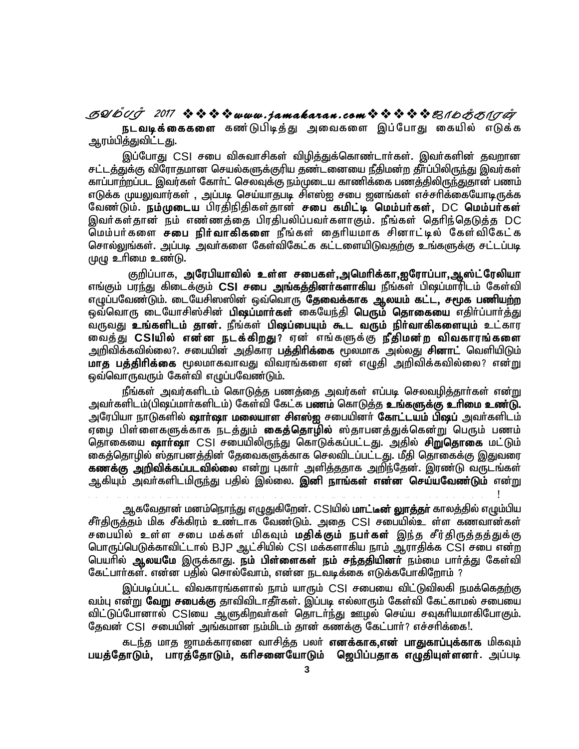**நடவடிக்கைகளை** கண்டுபிடித்து அவைகளை இப்போது கையில் எடுக்க ஆரம்பித்துவிட்டது.

இப்போது CSI சபை விசுவாசிகள் விழித்துக்கொண்டார்கள். இவர்களின் தவறான சட்டத்துக்கு விரோதமான செயல்களுக்குரிய தண்டனையை நீதிமன்ற தீர்ப்பிலிருந்து இவர்கள் காப்பாற்றப்பட இவர்கள் கோர்ட் செலவுக்கு நம்முடைய காணிக்கை பணத்திலிருந்துதான் பணம் எடுக்க முயலுவார்கள் , அப்படி செய்யாதபடி சிஎஸ்ஐ சபை ஜனங்கள் எச்சரிக்கையோடிருக்க வேண்டும். **நம்முடைய** பிரதிநிதிகள்தான் **சபை கமிட்டி மெம்பர்கள்,** DC **மெம்பர்கள்** இவர்கள்தான் நம் எண்ணத்தை பிரதிபலிப்பவர்களாகும். நீங்கள் தெரிந்தெடுத்த DC மெம்பர்களை **சபை நிர்வாகிகளை** நீங்கள் தைரியமாக சினாட்டில் கேள்விகேட்க சொல்லுங்கள். அப்படி அவர்களை கேள்விகேட்க கட்டளையிடுவதற்கு உங்களுக்கு சட்டப்படி முழு உரிமை உண்டு.

குறிப்பாக, **அரேபியாவில் உள்ள சபைகள்,அமெரிக்கா,ஐரோப்பா,ஆஸ்ட்ரேலியா** எங்கும் பரந்து கிடைக்கும் **CSI சபை அங்கத்தினர்களாகிய** நீங்கள் பிஷப்மாரிடம் கேள்வி எழுப்பவேண்டும். டையேசிஸஸின் ஒவ்வொரு **தேவைக்காக ஆலயம் கட்ட, சமூக பணியற்ற** ஒவ்வொரு டையோசிஸ்சின் **பிஷப்மார்கள்** கையேந்தி **பெரும் தொகையை** எதிர்ப்பார்த்து வருவது **உங்களிடம் தான்.** நீங்கள் **பிஷப்பையும் கூட வரும் நிர்வாகிகளையும்** உட்கார வைத்து **CSIயில் என்ன நடக்கிறது?** ஏன் எங்களுக்கு **நீதிமன்ற விவகாரங்களை** அறிவிக்கவில்லை?. சபையின் அதிகார **பத்திரிக்கை** மூலமாக அல்லது **சினாட்** வெளியிடும் **மாத பத்திரிக்கை** மூலமாகவாவது விவரங்களை ஏன் எழுதி அறிவிக்கவில்லை? என்று ஒவ்வொருவரும் கேள்வி எழுப்பவேண்டும்.

நீங்கள் அவர்களிடம் கொடுத்த பணத்தை அவர்கள் எப்படி செலவழித்தார்கள் என்று அவர்களிடம்(பிஷப்மார்களிடம்) கேள்வி கேட்க **பணம்** கொடுத்த **உங்களுக்கு உரிமை உண்டு.** அரேபியா நாடுகளில் **ஷார்ஷா மலையாள சிஎஸ்ஐ** சபையினர் **கோட்டயம் பிஷப்** அவர்களிடம் ஏழை பிள்ளைகளுக்காக நடத்தும் **கைத்தொழில்** ஸ்தாபனத்துக்கென்று பெரும் பணம் தொகையை **ஷார்ஷா** CSI சபையிலிருந்து கொடுக்கப்பட்டது. அதில் **சிறுதொகை** மட்டும் கைத்தொழில் ஸ்தாபனத்தின் தேவைகளுக்காக செலவிடப்பட்டது. மீதி தொகைக்கு இதுவரை **கணக்கு அறிவிக்கப்படவில்லை** என்று புகார் அளித்ததாக அறிந்தேன். இரண்டு வருடங்கள் ஆகியும் அவர்களிடமிருந்து பதில் இல்லை. **இனி நாங்கள் என்ன செய்யவேண்டும்** என்று ..................................................................................................!

ஆகவேதான் மனம்நொந்து எழுதுகிறேன். CSIயில் **மாட்டீன் லூத்தர்** காலத்தில் எழும்பிய சீர்திருத்தம் மிக சீக்கிரம் உண்டாக வேண்டும். அதை CSI சபையில்உ ள்ள கணவான்கள் சபையில் உள்ள சபை மக்கள் மிகவும் **மதிக்கும் நபர்கள்** இந்த சீர்திருத்தத்துக்கு பொருப்பெடுக்காவிட்டால் BJP ஆட்சியில் CSI மக்களாகிய நாம் ஆராதிக்க CSI சபை என்ற பெயரில் **ஆலயமே** இருக்காது. **நம் பிள்ளைகள் நம் சந்ததியினர்** நம்மை பார்த்து கேள்வி கேட்பார்கள். என்ன பதில் சொல்வோம், என்ன நடவடிக்கை எடுக்கபோகிறோம் ?

இப்படிப்பட்ட விவகாரங்களால் நாம் யாரும் CSI சபையை விட்டுவிலகி நமக்கெதற்கு வம்பு என்று **வேறு சபைக்கு** தாவிவிடாதீர்கள். இப்படி எல்லாரும் கேள்வி கேட்காமல் சபையை விட்டுப்போனால் CSIயை ஆளுகிறவர்கள் தொடர்ந்து ஊழல் செய்ய சவுகரியமாகிபோகும். தேவன் CSI சபையின் அங்கமான நம்மிடம் தான் கணக்கு கேட்பார்? எச்சரிக்கை!.

கடந்த மாத ஜாமக்காரனை வாசித்த பலர் **எனக்காக,என் பாதுகாப்புக்காக** மிகவும் **பயத்தோடும், பாரத்தோடும், கரிசனையோடும் ஜெபிப்பதாக எழுதியுள்ளனர்**. அப்படி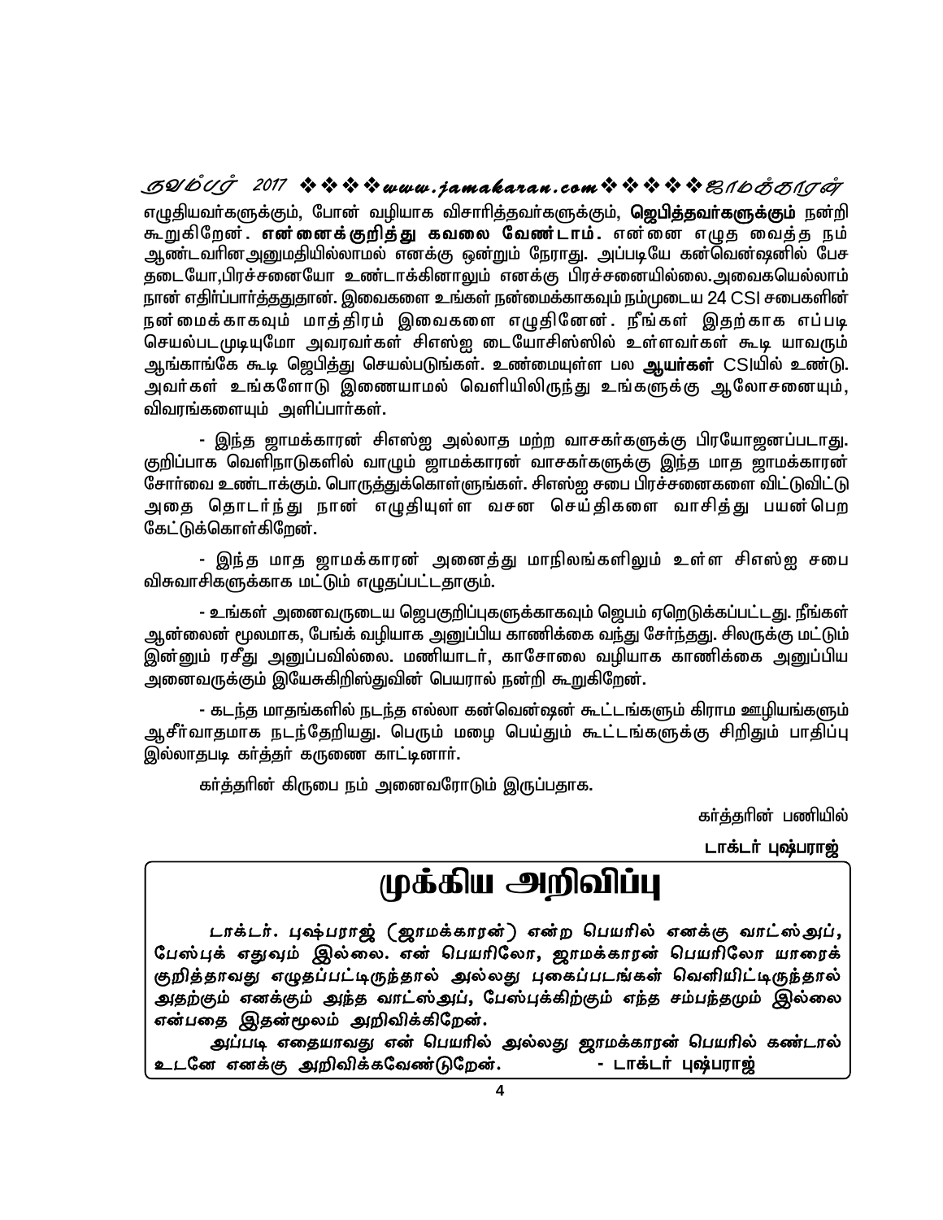எழுதியவர்களுக்கும், போன் வழியாக விசாரித்தவர்களுக்கும், **ஜெபித்தவர்களுக்கும்** நன்றி கூறுகிறேன். **என்னைக்குறித்து கவலை வேண்டாம்.** என்னை எழுத வைத்த நம் ஆண்டவரினஅனுமதியில்லாமல் எனக்கு ஒன்றும் நேராது. அப்படியே கன்வென்ஷனில் பேச தடையோ,பிரச்சனையோ உண்டாக்கினாலும் எனக்கு பிரச்சனையில்லை.அவைகயெல்லாம் நான் எதிர்பார்த்ததுதான். இவைகளை உங்கள் நன்மைக்காகவும் நம்முடைய 24 CSI சபைகளின் நன்மைக்காகவும் மாத்திரம் இவைகளை எழுதினேன். நீங்கள் இதற்காக எப்படி செயல்படமுடியுமோ அவரவர்கள் சிஎஸ்ஐ டையோசிஸ்ஸில் உள்ளவர்கள் கூடி யாவரும் ஆங்காங்கே கூடி ஜெபித்து செயல்படுங்கள். உண்மையுள்ள பல **ஆயர்கள்** CSIயில் உண்டு. அவர்கள் உங்களோடு இணையாமல் வெளியிலிருந்து உங்களுக்கு ஆலோசனையும், விவரங்களையும் அளிப்பார்கள்.

- இந்த ஜாமக்காரன் சிஎஸ்ஐ அல்லாத மற்ற வாசகர்களுக்கு பிரயோஜனப்படாது. குறிப்பாக வெளிநாடுகளில் வாழும் ஜாமக்காரன் வாசகர்களுக்கு இந்த மாத ஜாமக்காரன் சோர்வை உண்டாக்கும். பொருத்துக்கொள்ளுங்கள். சிஎஸ்ஐ சபை பிரச்சனைகளை விட்டுவிட்டு அதை தொடர்ந்து நான் எழுதியுள்ள வசன செய்திகளை வாசித்து பயன்பெற கேட்டுக்கொள்கிறேன்.

- இந்த மாத ஜாமக்காரன் அனைத்து மாநிலங்களிலும் உள்ள சிஎஸ்ஐ சபை விசுவாசிகளுக்காக மட்டும் எழுதப்பட்டதாகும்.

- உங்கள் அனைவருடைய ஜெபகுறிப்புகளுக்காகவும் ஜெபம் ஏறெடுக்கப்பட்டது. நீங்கள் ஆன்லைன் மூலமாக, பேங்க் வழியாக அனுப்பிய காணிக்கை வந்து சேர்ந்தது. சிலருக்கு மட்டும் இன்னும் ரசீது அனுப்பவில்லை. மணியாடர், காசோலை வழியாக காணிக்கை அனுப்பிய அனைவருக்கும் இயேசுகிறிஸ்துவின் பெயரால் நன்றி கூறுகிறேன்.

- கடந்த மாதங்களில் நடந்த எல்லா கன்வென்ஷன் கூட்டங்களும் கிராம ஊழியங்களும் ஆசீர்வாதமாக நடந்தேறியது. பெரும் மழை பெய்தும் கூட்டங்களுக்கு சிறிதும் பாதிப்பு இல்லாதபடி கர்த்தர் கருணை காட்டினார்.

கர்த்தரின் கிருபை நம் அனைவரோடும் இருப்பதாக.

கர்த்தரின் பணியில்

**டாக்டர் புஷ்பராஜ்**

# முக்கிய அறிவிப்பு

***டாக்டர். புஷ்பராஜ் (ஜாமக்காரன்) என்ற பெயரில் எனக்கு வாட்ஸ்அப், பேஸ்புக் எதுவும் இல்லை. என் பெயரிலோ, ஜாமக்காரன் பெயரிலோ யாரைக் குறித்தாவது எழுதப்பட்டிருந்தால் அல்லது புகைப்படங்கள் வெளியிட்டிருந்தால் அதற்கும் எனக்கும் அந்த வாட்ஸ்அப், பேஸ்புக்கிற்கும் எந்த சம்பந்தமும் இல்லை என்பதை இதன்மூலம் அறிவிக்கிறேன்.***

***அப்படி எதையாவது என் பெயரில் அல்லது ஜாமக்காரன் பெயரில் கண்டால் உடனே எனக்கு அறிவிக்கவேண்டுறேன்.*** **- டாக்டர் புஷ்பராஜ்**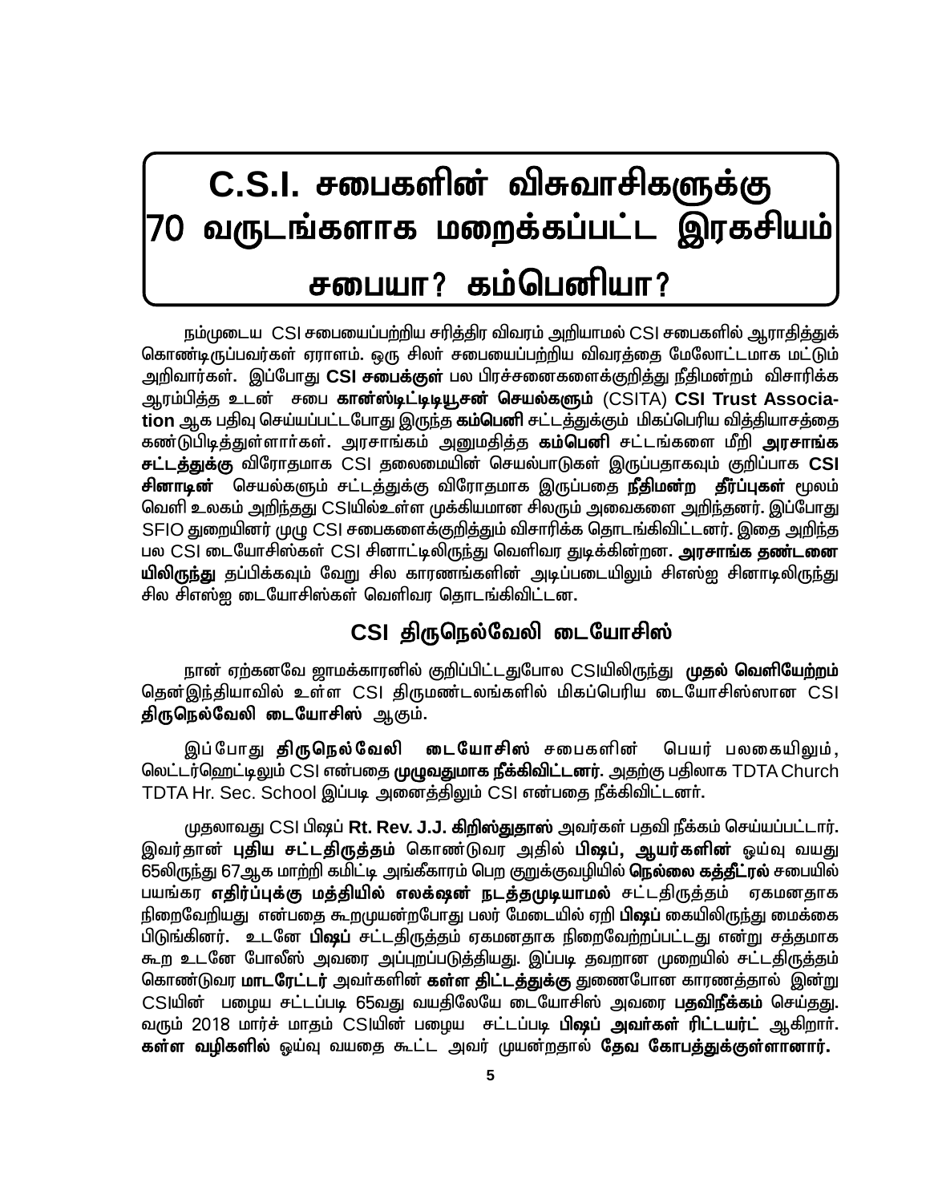# C.S.I. சபைகளின் விசுவாசிகளுக்கு 70 வருடங்களாக மறைக்கப்பட்ட இரகசியம்

# சபையா? கம்பெனியா?

நம்முடைய CSI சபையைப்பற்றிய சரித்திர விவரம் அறியாமல் CSI சபைகளில் ஆராதித்துக் கொண்டிருப்பவர்கள் ஏராளம். ஒரு சிலர் சபையைப்பற்றிய விவரத்தை மேலோட்டமாக மட்டும் அறிவார்கள். இப்போது **CSI சபைக்குள்** பல பிரச்சனைகளைக்குறித்து நீதிமன்றம் விசாரிக்க ஆரம்பித்த உடன் சபை **கான்ஸ்டிட்டியூசன் செயல்களும்** (CSITA) **CSI Trust Association** ஆக பதிவு செய்யப்பட்டபோது இருந்த **கம்பெனி** சட்டத்துக்கும் மிகப்பெரிய வித்தியாசத்தை கண்டுபிடித்துள்ளார்கள். அரசாங்கம் அனுமதித்த **கம்பெனி** சட்டங்களை மீறி **அரசாங்க சட்டத்துக்கு** விரோதமாக CSI தலைமையின் செயல்பாடுகள் இருப்பதாகவும் குறிப்பாக **CSI சினாடின்** செயல்களும் சட்டத்துக்கு விரோதமாக இருப்பதை **நீதிமன்ற தீர்ப்புகள்** மூலம் வெளி உலகம் அறிந்தது CSIயில்உள்ள முக்கியமான சிலரும் அவைகளை அறிந்தனர். இப்போது SFIO துறையினர் முழு CSI சபைகளைக்குறித்தும் விசாரிக்க தொடங்கிவிட்டனர். இதை அறிந்த பல CSI டையோசிஸ்கள் CSI சினாட்டிலிருந்து வெளிவர துடிக்கின்றன. **அரசாங்க தண்டனையிலிருந்து** தப்பிக்கவும் வேறு சில காரணங்களின் அடிப்படையிலும் சிஎஸ்ஐ சினாடிலிருந்து சில சிஎஸ்ஐ டையோசிஸ்கள் வெளிவர தொடங்கிவிட்டன.

## CSI திருநெல்வேலி டையோசிஸ்

நான் ஏற்கனவே ஜாமக்காரனில் குறிப்பிட்டதுபோல CSIயிலிருந்து **முதல் வெளியேற்றம்** தென்இந்தியாவில் உள்ள CSI திருமண்டலங்களில் மிகப்பெரிய டையோசிஸ்ஸான CSI **திருநெல்வேலி டையோசிஸ்** ஆகும்.

இப்போது **திருநெல்வேலி டையோசிஸ்** சபைகளின் பெயர் பலகையிலும், லெட்டர்ஹெட்டிலும் CSI என்பதை **முழுவதுமாக நீக்கிவிட்டனர்.** அதற்கு பதிலாக TDTA Church TDTA Hr. Sec. School இப்படி அனைத்திலும் CSI என்பதை நீக்கிவிட்டனர்.

முதலாவது CSI பிஷப் **Rt. Rev. J.J. கிறிஸ்துதாஸ்** அவர்கள் பதவி நீக்கம் செய்யப்பட்டார். இவர்தான் **புதிய சட்டதிருத்தம்** கொண்டுவர அதில் **பிஷப், ஆயர்களின்** ஓய்வு வயது 65லிருந்து 67ஆக மாற்றி கமிட்டி அங்கீகாரம் பெற குறுக்குவழியில் **நெல்லை கத்தீட்ரல்** சபையில் பயங்கர **எதிர்ப்புக்கு மத்தியில் எலக்ஷன் நடத்தமுடியாமல்** சட்டதிருத்தம் ஏகமனதாக நிறைவேறியது என்பதை கூறமுயன்றபோது பலர் மேடையில் ஏறி **பிஷப்** கையிலிருந்து மைக்கை பிடுங்கினர். உடனே **பிஷப்** சட்டதிருத்தம் ஏகமனதாக நிறைவேற்றப்பட்டது என்று சத்தமாக கூற உடனே போலீஸ் அவரை அப்புறப்படுத்தியது. இப்படி தவறான முறையில் சட்டதிருத்தம் கொண்டுவர **மாடரேட்டர்** அவர்களின் **கள்ள திட்டத்துக்கு** துணைபோன காரணத்தால் இன்று CSIயின் பழைய சட்டப்படி 65வது வயதிலேயே டையோசிஸ் அவரை **பதவிநீக்கம்** செய்தது. வரும் 2018 மார்ச் மாதம் CSIயின் பழைய சட்டப்படி **பிஷப் அவர்கள் ரிட்டயர்ட்** ஆகிறார். **கள்ள வழிகளில்** ஓய்வு வயதை கூட்ட அவர் முயன்றதால் **தேவ கோபத்துக்குள்ளானார்.**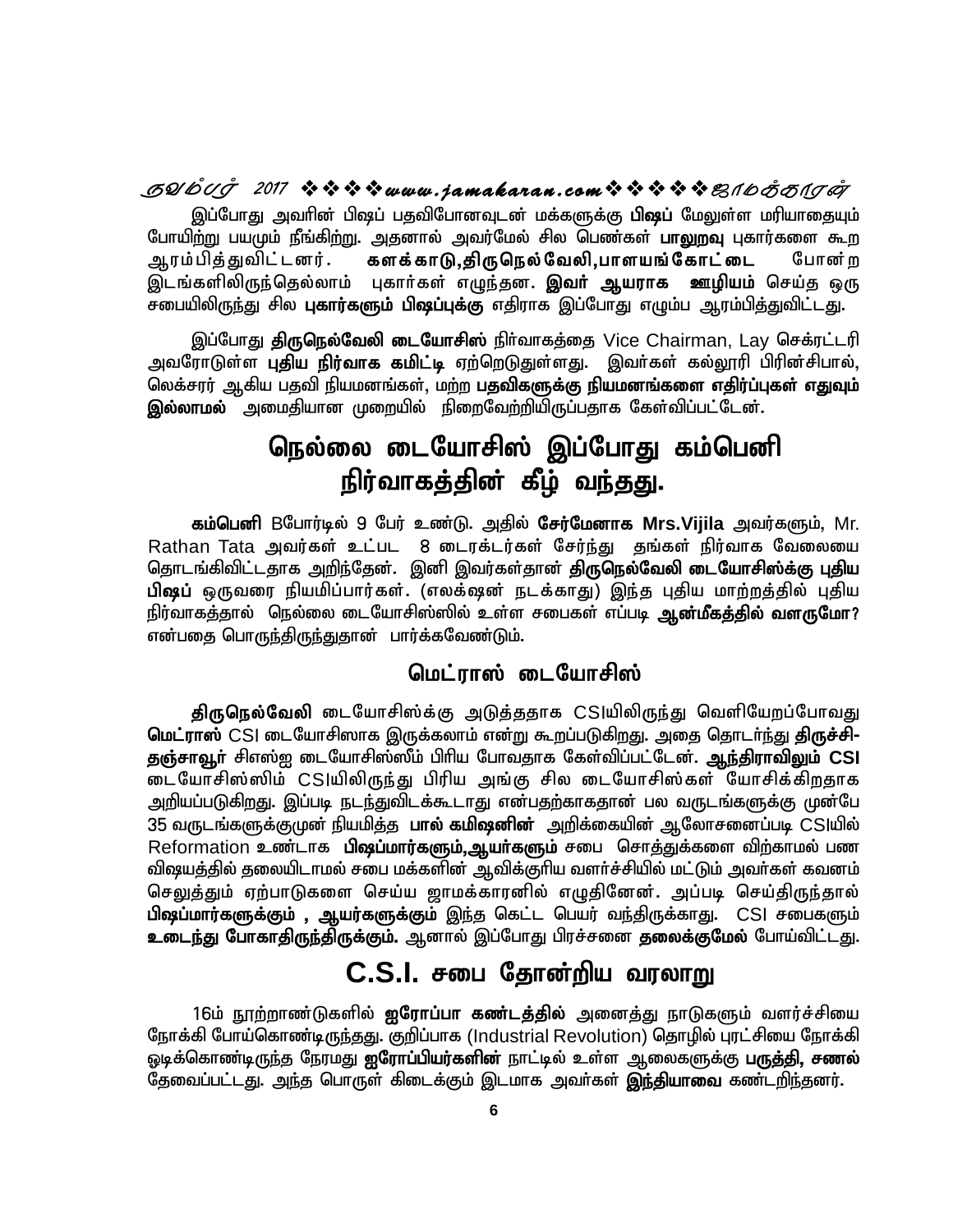இப்போது அவரின் பிஷப் பதவிபோனவுடன் மக்களுக்கு **பிஷப்** மேலுள்ள மரியாதையும் போயிற்று பயமும் நீங்கிற்று. அதனால் அவர்மேல் சில பெண்கள் **பாலுறவு** புகார்களை கூற ஆரம்பித்துவிட்டனர். **களக்காடு,திருநெல்வேலி,பாளயங்கோட்டை** போன்ற இடங்களிலிருந்தெல்லாம் புகார்கள் எழுந்தன. **இவர் ஆயராக ஊழியம்** செய்த ஒரு சபையிலிருந்து சில **புகார்களும் பிஷப்புக்கு** எதிராக இப்போது எழும்ப ஆரம்பித்துவிட்டது.

இப்போது **திருநெல்வேலி டையோசிஸ்** நிர்வாகத்தை Vice Chairman, Lay செக்ரட்டரி அவரோடுள்ள **புதிய நிர்வாக கமிட்டி** ஏற்றெடுதுள்ளது. இவர்கள் கல்லூரி பிரின்சிபால், லெக்சரர் ஆகிய பதவி நியமனங்கள், மற்ற **பதவிகளுக்கு நியமனங்களை எதிர்ப்புகள் எதுவும் இல்லாமல்** அமைதியான முறையில் நிறைவேற்றியிருப்பதாக கேள்விப்பட்டேன்.

## நெல்லை டையோசிஸ் இப்போது கம்பெனி நிர்வாகத்தின் கீழ் வந்தது.

**கம்பெனி** Bபோர்டில் 9 பேர் உண்டு. அதில் **சேர்மேனாக Mrs.Vijila** அவர்களும், Mr. Rathan Tata அவர்கள் உட்பட 8 டைரக்டர்கள் சேர்ந்து தங்கள் நிர்வாக வேலையை தொடங்கிவிட்டதாக அறிந்தேன். இனி இவர்கள்தான் **திருநெல்வேலி டையோசிஸ்க்கு புதிய பிஷப்** ஒருவரை நியமிப்பார்கள். (எலக்ஷன் நடக்காது) இந்த புதிய மாற்றத்தில் புதிய நிர்வாகத்தால் நெல்லை டையோசிஸ்ஸில் உள்ள சபைகள் எப்படி **ஆன்மீகத்தில் வளருமோ?** என்பதை பொருந்திருந்துதான் பார்க்கவேண்டும்.

### மெட்ராஸ் டையோசிஸ்

**திருநெல்வேலி** டையோசிஸ்க்கு அடுத்ததாக CSIயிலிருந்து வெளியேறப்போவது **மெட்ராஸ்** CSI டையோசிஸாக இருக்கலாம் என்று கூறப்படுகிறது. அதை தொடர்ந்து **திருச்சி-தஞ்சாவூர்** சிஎஸ்ஐ டையோசிஸ்ஸீம் பிரிய போவதாக கேள்விப்பட்டேன். **ஆந்திராவிலும் CSI** டையோசிஸ்ஸிம் CSIயிலிருந்து பிரிய அங்கு சில டையோசிஸ்கள் யோசிக்கிறதாக அறியப்படுகிறது. இப்படி நடந்துவிடக்கூடாது என்பதற்காகதான் பல வருடங்களுக்கு முன்பே 35 வருடங்களுக்குமுன் நியமித்த **பால் கமிஷனின்** அறிக்கையின் ஆலோசனைப்படி CSIயில் Reformation உண்டாக **பிஷப்மார்களும்,ஆயர்களும்** சபை சொத்துக்களை விற்காமல் பண விஷயத்தில் தலையிடாமல் சபை மக்களின் ஆவிக்குரிய வளர்ச்சியில் மட்டும் அவர்கள் கவனம் செலுத்தும் ஏற்பாடுகளை செய்ய ஜாமக்காரனில் எழுதினேன். அப்படி செய்திருந்தால் **பிஷப்மார்களுக்கும் , ஆயர்களுக்கும்** இந்த கெட்ட பெயர் வந்திருக்காது. CSI சபைகளும் **உடைந்து போகாதிருந்திருக்கும்.** ஆனால் இப்போது பிரச்சனை **தலைக்குமேல்** போய்விட்டது.

## C.S.I. சபை தோன்றிய வரலாறு

16ம் நூற்றாண்டுகளில் **ஐரோப்பா கண்டத்தில்** அனைத்து நாடுகளும் வளர்ச்சியை நோக்கி போய்கொண்டிருந்தது. குறிப்பாக (Industrial Revolution) தொழில் புரட்சியை நோக்கி ஓடிக்கொண்டிருந்த நேரமது **ஐரோப்பியர்களின்** நாட்டில் உள்ள ஆலைகளுக்கு **பருத்தி, சணல்** தேவைப்பட்டது. அந்த பொருள் கிடைக்கும் இடமாக அவர்கள் **இந்தியாவை** கண்டறிந்தனர்.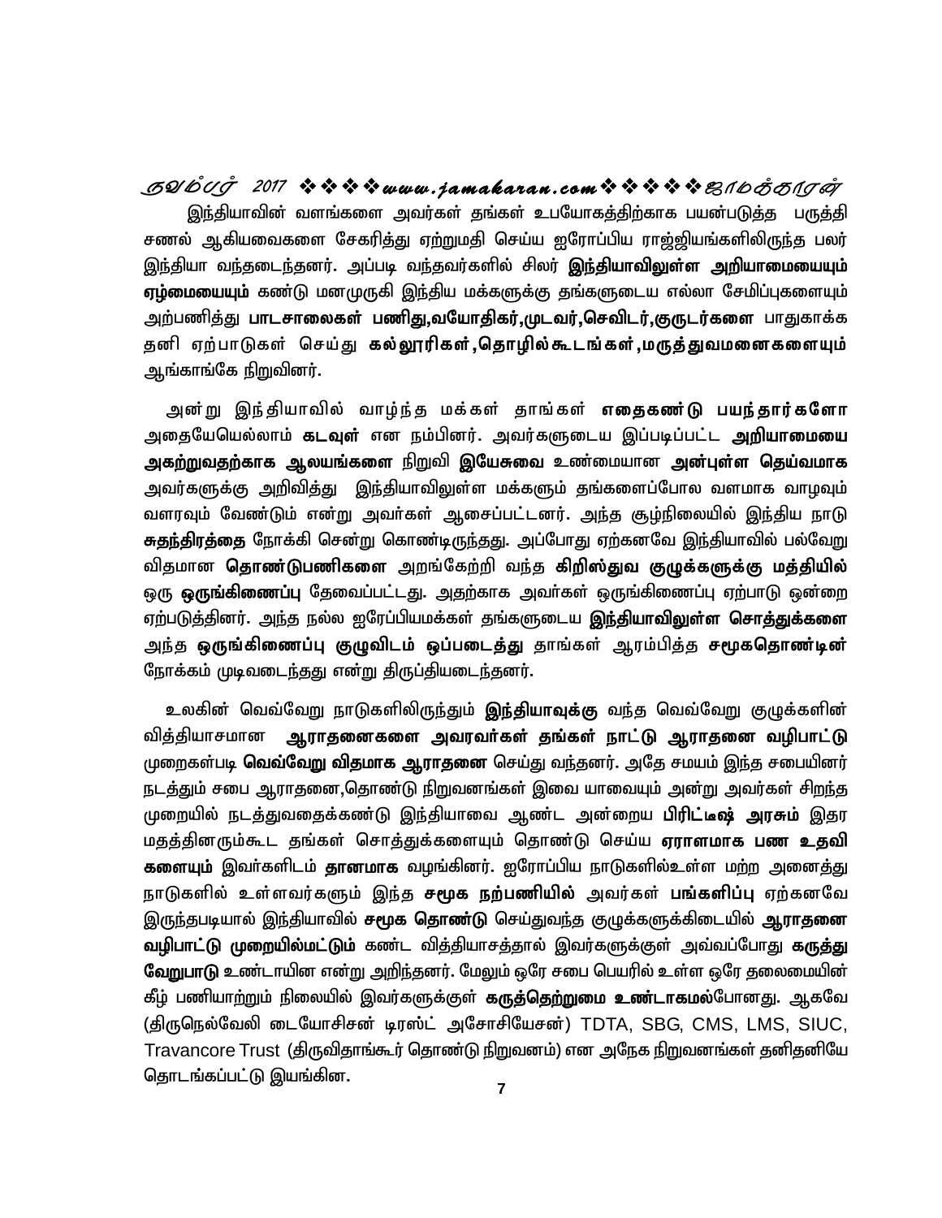இந்தியாவின் வளங்களை அவர்கள் தங்கள் உபயோகத்திற்காக பயன்படுத்த பருத்தி சணல் ஆகியவைகளை சேகரித்து ஏற்றுமதி செய்ய ஐரோப்பிய ராஜ்ஜியங்களிலிருந்த பலர் இந்தியா வந்தடைந்தனர். அப்படி வந்தவர்களில் சிலர் **இந்தியாவிலுள்ள அறியாமையையும் ஏழ்மையையும்** கண்டு மனமுருகி இந்திய மக்களுக்கு தங்களுடைய எல்லா சேமிப்புகளையும் அற்பணித்து **பாடசாலைகள் பணிது,வயோதிகர்,முடவர்,செவிடர்,குருடர்களை** பாதுகாக்க தனி ஏற்பாடுகள் செய்து **கல்லூரிகள்,தொழில்கூடங்கள்,மருத்துவமனைகளையும்** ஆங்காங்கே நிறுவினர்.

அன்று இந்தியாவில் வாழ்ந்த மக்கள் தாங்கள் **எதைகண்டு பயந்தார்களோ** அதையேயெல்லாம் **கடவுள்** என நம்பினர். அவர்களுடைய இப்படிப்பட்ட **அறியாமையை அகற்றுவதற்காக ஆலயங்களை** நிறுவி **இயேசுவை** உண்மையான **அன்புள்ள தெய்வமாக** அவர்களுக்கு அறிவித்து இந்தியாவிலுள்ள மக்களும் தங்களைப்போல வளமாக வாழவும் வளரவும் வேண்டும் என்று அவர்கள் ஆசைப்பட்டனர். அந்த சூழ்நிலையில் இந்திய நாடு **சுதந்திரத்தை** நோக்கி சென்று கொண்டிருந்தது. அப்போது ஏற்கனவே இந்தியாவில் பல்வேறு விதமான **தொண்டுபணிகளை** அறங்கேற்றி வந்த **கிறிஸ்துவ குழுக்களுக்கு மத்தியில்** ஒரு **ஒருங்கிணைப்பு** தேவைப்பட்டது. அதற்காக அவர்கள் ஒருங்கிணைப்பு ஏற்பாடு ஒன்றை ஏற்படுத்தினர். அந்த நல்ல ஐரேப்பியமக்கள் தங்களுடைய **இந்தியாவிலுள்ள சொத்துக்களை** அந்த **ஒருங்கிணைப்பு குழுவிடம் ஒப்படைத்து** தாங்கள் ஆரம்பித்த **சமூகதொண்டின்** நோக்கம் முடிவடைந்தது என்று திருப்தியடைந்தனர்.

உலகின் வெவ்வேறு நாடுகளிலிருந்தும் **இந்தியாவுக்கு** வந்த வெவ்வேறு குழுக்களின் வித்தியாசமான **ஆராதனைகளை அவரவர்கள் தங்கள் நாட்டு ஆராதனை வழிபாட்டு** முறைகள்படி **வெவ்வேறு விதமாக ஆராதனை** செய்து வந்தனர். அதே சமயம் இந்த சபையினர் நடத்தும் சபை ஆராதனை,தொண்டு நிறுவனங்கள் இவை யாவையும் அன்று அவர்கள் சிறந்த முறையில் நடத்துவதைக்கண்டு இந்தியாவை ஆண்ட அன்றைய **பிரிட்டீஷ் அரசும்** இதர மதத்தினரும்கூட தங்கள் சொத்துக்களையும் தொண்டு செய்ய **ஏராளமாக பண உதவி களையும்** இவர்களிடம் **தானமாக** வழங்கினர். ஐரோப்பிய நாடுகளில்உள்ள மற்ற அனைத்து நாடுகளில் உள்ளவர்களும் இந்த **சமூக நற்பணியில்** அவர்கள் **பங்களிப்பு** ஏற்கனவே இருந்தபடியால் இந்தியாவில் **சமூக தொண்டு** செய்துவந்த குழுக்களுக்கிடையில் **ஆராதனை வழிபாட்டு முறையில்மட்டும்** கண்ட வித்தியாசத்தால் இவர்களுக்குள் அவ்வப்போது **கருத்து வேறுபாடு** உண்டாயின என்று அறிந்தனர். மேலும் ஒரே சபை பெயரில் உள்ள ஒரே தலைமையின் கீழ் பணியாற்றும் நிலையில் இவர்களுக்குள் **கருத்தெற்றுமை உண்டாகமல்**போனது. ஆகவே (திருநெல்வேலி டையோசிசன் டிரஸ்ட் அசோசியேசன்) TDTA, SBG, CMS, LMS, SIUC, Travancore Trust (திருவிதாங்கூர் தொண்டு நிறுவனம்) என அநேக நிறுவனங்கள் தனிதனியே தொடங்கப்பட்டு இயங்கின.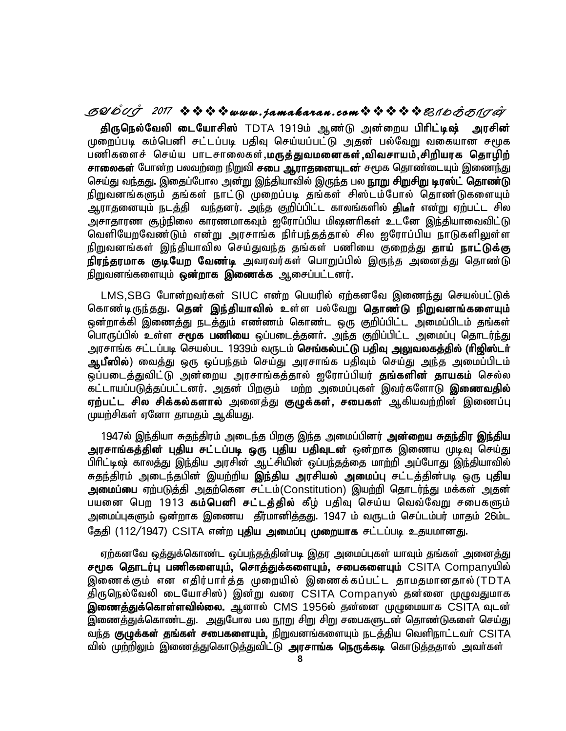**திருநெல்வேலி டையோசிஸ்** TDTA 1919ம் ஆண்டு அன்றைய **பிரிட்டிஷ் அரசின்** முறைப்படி கம்பெனி சட்டப்படி பதிவு செய்யப்பட்டு அதன் பல்வேறு வகையான சமூக பணிகளைச் செய்ய பாடசாலைகள்,**மருத்துவமனைகள்,விவசாயம்,சிறியரக தொழிற் சாலைகள்** போன்ற பலவற்றை நிறுவி **சபை ஆராதனையுடன்** சமூக தொண்டையும் இணைந்து செய்து வந்தது. இதைப்போல அன்று இந்தியாவில் இருந்த பல **நூறு சிறுசிறு டிரஸ்ட் தொண்டு** நிறுவனங்களும் தங்கள் நாட்டு முறைப்படி தங்கள் சிஸ்டம்போல் தொண்டுகளையும் ஆராதனையும் நடத்தி வந்தனர். அந்த குறிப்பிட்ட காலங்களில் **திடீர்** என்று ஏற்பட்ட சில அசாதாரண சூழ்நிலை காரணமாகவும் ஐரோப்பிய மிஷனரிகள் உடனே இந்தியாவைவிட்டு வெளியேறவேண்டும் என்று அரசாங்க நிர்பந்தத்தால் சில ஐரோப்பிய நாடுகளிலுள்ள நிறுவனங்கள் இந்தியாவில செய்துவந்த தங்கள் பணியை குறைத்து **தாய் நாட்டுக்கு நிரந்தரமாக குடியேற வேண்டி** அவரவர்கள் பொறுப்பில் இருந்த அனைத்து தொண்டு நிறுவனங்களையும் **ஒன்றாக இணைக்க** ஆசைப்பட்டனர்.

LMS,SBG போன்றவர்கள் SIUC என்ற பெயரில் ஏற்கனவே இணைந்து செயல்பட்டுக் கொண்டிருந்தது. **தென் இந்தியாவில்** உள்ள பல்வேறு **தொண்டு நிறுவனங்களையும்** ஒன்றாக்கி இணைத்து நடத்தும் எண்ணம் கொண்ட ஒரு குறிப்பிட்ட அமைப்பிடம் தங்கள் பொருப்பில் உள்ள **சமூக பணியை** ஒப்படைத்தனர். அந்த குறிப்பிட்ட அமைப்பு தொடர்ந்து அரசாங்க சட்டப்படி செயல்பட 1939ம் வருடம் **செங்கல்பட்டு பதிவு அலுவலகத்தில் (ரிஜிஸ்டர் ஆபீஸில்)** வைத்து ஒரு ஒப்பந்தம் செய்து அரசாங்க பதிவும் செய்து அந்த அமைப்பிடம் ஒப்படைத்துவிட்டு அன்றைய அரசாங்கத்தால் ஐரோப்பியர் **தங்களின் தாயகம்** செல்ல கட்டாயப்படுத்தப்பட்டனர். அதன் பிறகும் மற்ற அமைப்புகள் இவர்களோடு **இணைவதில் ஏற்பட்ட சில சிக்கல்களால்** அனைத்து **குழுக்கள், சபைகள்** ஆகியவற்றின் இணைப்பு முயற்சிகள் ஏனோ தாமதம் ஆகியது.

1947ல் இந்தியா சுதந்திரம் அடைந்த பிறகு இந்த அமைப்பினர் **அன்றைய சுதந்திர இந்திய அரசாங்கத்தின் புதிய சட்டப்படி ஒரு புதிய பதிவுடன்** ஒன்றாக இணைய முடிவு செய்து பிரிட்டிஷ் காலத்து இந்திய அரசின் ஆட்சியின் ஒப்பந்தத்தை மாற்றி அப்போது இந்தியாவில் சுதந்திரம் அடைந்தபின் இயற்றிய **இந்திய அரசியல் அமைப்பு** சட்டத்தின்படி ஒரு **புதிய அமைப்பை** ஏற்படுத்தி அதற்கென சட்டம்(Constitution) இயற்றி தொடர்ந்து மக்கள் அதன் பயனை பெற 1913 **கம்பெனி சட்டத்தில்** கீழ் பதிவு செய்ய வெவ்வேறு சபைகளும் அமைப்புகளும் ஒன்றாக இணைய தீர்மானித்தது. 1947 ம் வருடம் செப்டம்பர் மாதம் 26ம்ட தேதி (112/1947) CSITA என்ற **புதிய அமைப்பு முறையாக** சட்டப்படி உதயமானது.

ஏற்கனவே ஒத்துக்கொண்ட ஒப்பந்தத்தின்படி இதர அமைப்புகள் யாவும் தங்கள் அனைத்து **சமூக தொடர்பு பணிகளையும், சொத்துக்களையும், சபைகளையும்** CSITA Companyயில் இணைக்கும் என எதிர்பார்த்த முறையில் இணைக்கப்பட்ட தாமதமானதால்(TDTA திருநெல்வேலி டையோசிஸ்) இன்று வரை CSITA Companyல் தன்னை முழுவதுமாக **இணைத்துக்கொள்ளவில்லை.** ஆனால் CMS 1956ல் தன்னை முழுமையாக CSITA வுடன் இணைத்துக்கொண்டது. அதுபோல பல நூறு சிறு சிறு சபைகளுடன் தொண்டுகளை செய்து வந்த **குழுக்கள் தங்கள் சபைகளையும்,** நிறுவனங்களையும் நடத்திய வெளிநாட்டவர் CSITA வில் முற்றிலும் இணைத்துகொடுத்துவிட்டு **அரசாங்க நெருக்கடி** கொடுத்ததால் அவர்கள்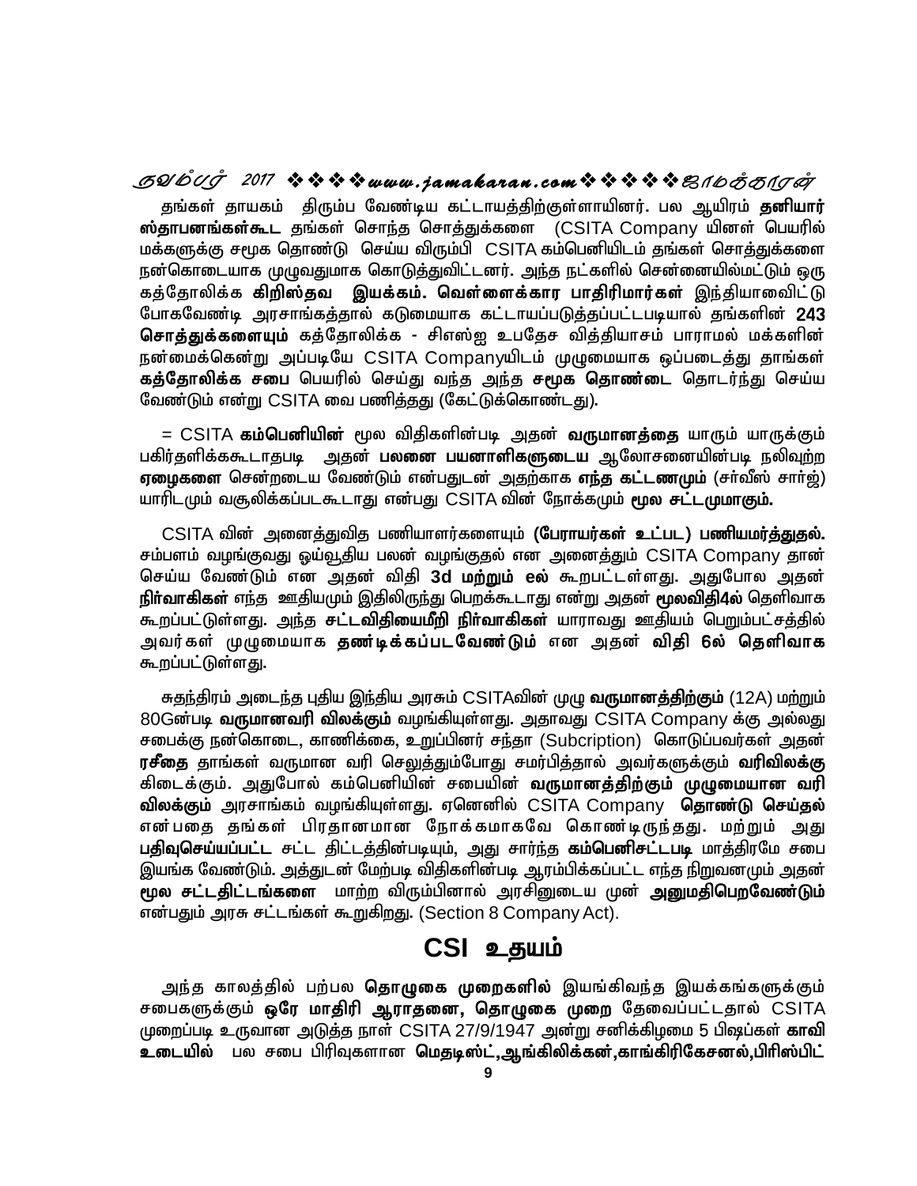தங்கள் தாயகம் திரும்ப வேண்டிய கட்டாயத்திற்குள்ளாயினர். பல ஆயிரம் **தனியார் ஸ்தாபனங்கள்கூட** தங்கள் சொந்த சொத்துக்களை (CSITA Company யினள் பெயரில் மக்களுக்கு சமூக தொண்டு செய்ய விரும்பி CSITA கம்பெனியிடம் தங்கள் சொத்துக்களை நன்கொடையாக முழுவதுமாக கொடுத்துவிட்டனர். அந்த நட்களில் சென்னையில்மட்டும் ஒரு கத்தோலிக்க **கிறிஸ்தவ இயக்கம். வெள்ளைக்கார பாதிரிமார்கள்** இந்தியாவைவிட்டு போகவேண்டி அரசாங்கத்தால் கடுமையாக கட்டாயப்படுத்தப்பட்டபடியால் தங்களின் **243 சொத்துக்களையும்** கத்தோலிக்க - சிஎஸ்ஐ உபதேச வித்தியாசம் பாராமல் மக்களின் நன்மைக்கென்று அப்படியே CSITA Companyயிடம் முழுமையாக ஒப்படைத்து தாங்கள் **கத்தோலிக்க சபை** பெயரில் செய்து வந்த அந்த **சமூக தொண்டை** தொடர்ந்து செய்ய வேண்டும் என்று CSITA வை பணித்தது (கேட்டுக்கொண்டது).

= CSITA **கம்பெனியின்** மூல விதிகளின்படி அதன் **வருமானத்தை** யாரும் யாருக்கும் பகிர்தளிக்ககூடாதபடி அதன் **பலனை பயனாளிகளுடைய** ஆலோசனையின்படி நலிவுற்ற **ஏழைகளை** சென்றடைய வேண்டும் என்பதுடன் அதற்காக **எந்த கட்டணமும்** (சர்வீஸ் சார்ஜ்) யாரிடமும் வசூலிக்கப்படகூடாது என்பது CSITA வின் நோக்கமும் **மூல சட்டமுமாகும்.**

CSITA வின் அனைத்துவித பணியாளர்களையும் **(பேராயர்கள் உட்பட) பணியமர்த்துதல்.** சம்பளம் வழங்குவது ஓய்வூதிய பலன் வழங்குதல் என அனைத்தும் CSITA Company தான் செய்ய வேண்டும் என அதன் விதி **3d மற்றும் eல்** கூறபட்டள்ளது. அதுபோல அதன் **நிர்வாகிகள்** எந்த ஊதியமும் இதிலிருந்து பெறக்கூடாது என்று அதன் **மூலவிதி4ல்** தெளிவாக கூறப்பட்டுள்ளது. அந்த **சட்டவிதியைமீறி நிர்வாகிகள்** யாராவது ஊதியம் பெறும்பட்சத்தில் அவர்கள் முழுமையாக **தண்டிக்கப்படவேண்டும்** என அதன் **விதி 6ல் தெளிவாக** கூறப்பட்டுள்ளது.

சுதந்திரம் அடைந்த புதிய இந்திய அரசும் CSITAவின் முழு **வருமானத்திற்கும்** (12A) மற்றும் 80Gன்படி **வருமானவரி விலக்கும்** வழங்கியுள்ளது. அதாவது CSITA Company க்கு அல்லது சபைக்கு நன்கொடை, காணிக்கை, உறுப்பினர் சந்தா (Subcription) கொடுப்பவர்கள் அதன் **ரசீதை** தாங்கள் வருமான வரி செலுத்தும்போது சமர்பித்தால் அவர்களுக்கும் **வரிவிலக்கு** கிடைக்கும். அதுபோல் கம்பெனியின் சபையின் **வருமானத்திற்கும் முழுமையான வரி விலக்கும்** அரசாங்கம் வழங்கியுள்ளது. ஏனெனில் CSITA Company **தொண்டு செய்தல்** என்பதை தங்கள் பிரதானமான நோக்கமாகவே கொண்டிருந்தது. மற்றும் அது **பதிவுசெய்யப்பட்ட** சட்ட திட்டத்தின்படியும், அது சார்ந்த **கம்பெனிசட்டப்படி** மாத்திரமே சபை இயங்க வேண்டும். அத்துடன் மேற்படி விதிகளின்படி ஆரம்பிக்கப்பட்ட எந்த நிறுவனமும் அதன் **மூல சட்டதிட்டங்களை** மாற்ற விரும்பினால் அரசினுடைய முன் **அனுமதிபெறவேண்டும்** என்பதும் அரசு சட்டங்கள் கூறுகிறது. (Section 8 Company Act).

## CSI உதயம்

அந்த காலத்தில் பற்பல **தொழுகை முறைகளில்** இயங்கிவந்த இயக்கங்களுக்கும் சபைகளுக்கும் **ஒரே மாதிரி ஆராதனை, தொழுகை முறை** தேவைப்பட்டதால் CSITA முறைப்படி உருவான அடுத்த நாள் CSITA 27/9/1947 அன்று சனிக்கிழமை 5 பிஷப்கள் **காவி உடையில்** பல சபை பிரிவுகளான **மெதடிஸ்ட்,ஆங்கிலிக்கன்,காங்கிரிகேசனல்,பிரிஸ்பிட்**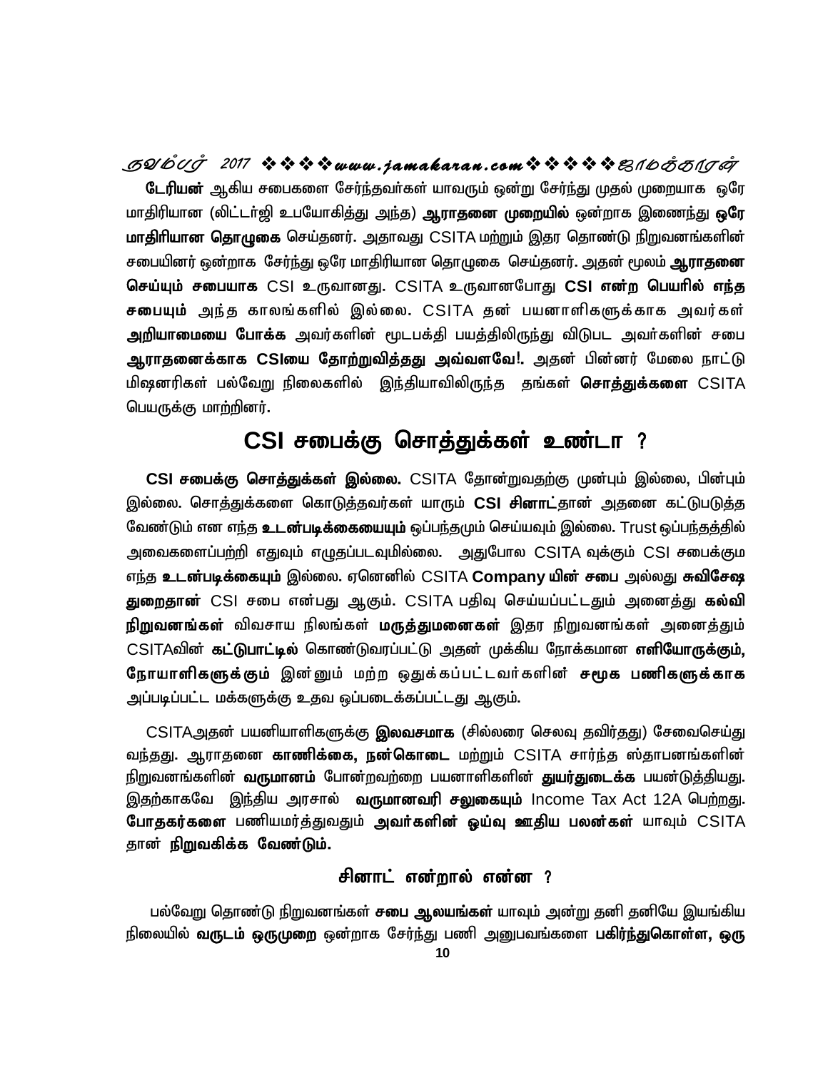**டேரியன்** ஆகிய சபைகளை சேர்ந்தவர்கள் யாவரும் ஒன்று சேர்ந்து முதல் முறையாக ஒரே மாதிரியான (லிட்டர்ஜி உபயோகித்து அந்த) **ஆராதனை முறையில்** ஒன்றாக இணைந்து **ஒரே மாதிரியான தொழுகை** செய்தனர். அதாவது CSITA மற்றும் இதர தொண்டு நிறுவனங்களின் சபையினர் ஒன்றாக சேர்ந்து ஒரே மாதிரியான தொழுகை செய்தனர். அதன் மூலம் **ஆராதனை செய்யும் சபையாக** CSI உருவானது. CSITA உருவானபோது **CSI என்ற பெயரில் எந்த சபையும்** அந்த காலங்களில் இல்லை. CSITA தன் பயனாளிகளுக்காக அவர்கள் **அறியாமையை போக்க** அவர்களின் மூடபக்தி பயத்திலிருந்து விடுபட அவர்களின் சபை **ஆராதனைக்காக CSIயை தோற்றுவித்தது அவ்வளவே!.** அதன் பின்னர் மேலை நாட்டு மிஷனரிகள் பல்வேறு நிலைகளில் இந்தியாவிலிருந்த தங்கள் **சொத்துக்களை** CSITA பெயருக்கு மாற்றினர்.

## CSI சபைக்கு சொத்துக்கள் உண்டா ?

**CSI சபைக்கு சொத்துக்கள் இல்லை.** CSITA தோன்றுவதற்கு முன்பும் இல்லை, பின்பும் இல்லை. சொத்துக்களை கொடுத்தவர்கள் யாரும் **CSI சினாட்**தான் அதனை கட்டுபடுத்த வேண்டும் என எந்த **உடன்படிக்கையையும்** ஒப்பந்தமும் செய்யவும் இல்லை. Trust ஒப்பந்தத்தில் அவைகளைப்பற்றி எதுவும் எழுதப்படவுமில்லை. அதுபோல CSITA வுக்கும் CSI சபைக்கும எந்த **உடன்படிக்கையும்** இல்லை. ஏனெனில் CSITA **Company யின் சபை** அல்லது **சுவிசேஷ துறைதான்** CSI சபை என்பது ஆகும். CSITA பதிவு செய்யப்பட்டதும் அனைத்து **கல்வி நிறுவனங்கள்** விவசாய நிலங்கள் **மருத்துமனைகள்** இதர நிறுவனங்கள் அனைத்தும் CSITAவின் **கட்டுபாட்டில்** கொண்டுவரப்பட்டு அதன் முக்கிய நோக்கமான **எளியோருக்கும், நோயாளிகளுக்கும்** இன்னும் மற்ற ஒதுக்கப்பட்டவர்களின் **சமூக பணிகளுக்காக** அப்படிப்பட்ட மக்களுக்கு உதவ ஒப்படைக்கப்பட்டது ஆகும்.

CSITAஅதன் பயனியாளிகளுக்கு **இலவசமாக** (சில்லரை செலவு தவிர்தது) சேவைசெய்து வந்தது. ஆராதனை **காணிக்கை, நன்கொடை** மற்றும் CSITA சார்ந்த ஸ்தாபனங்களின் நிறுவனங்களின் **வருமானம்** போன்றவற்றை பயனாளிகளின் **துயர்துடைக்க** பயன்டுத்தியது. இதற்காகவே இந்திய அரசால் **வருமானவரி சலுகையும்** Income Tax Act 12A பெற்றது. **போதகர்களை** பணியமர்த்துவதும் **அவர்களின் ஓய்வு ஊதிய பலன்கள்** யாவும் CSITA தான் **நிறுவகிக்க வேண்டும்.**

### சினாட் என்றால் என்ன ?

பல்வேறு தொண்டு நிறுவனங்கள் **சபை ஆலயங்கள்** யாவும் அன்று தனி தனியே இயங்கிய நிலையில் **வருடம் ஒருமுறை** ஒன்றாக சேர்ந்து பணி அனுபவங்களை **பகிர்ந்துகொள்ள, ஒரு**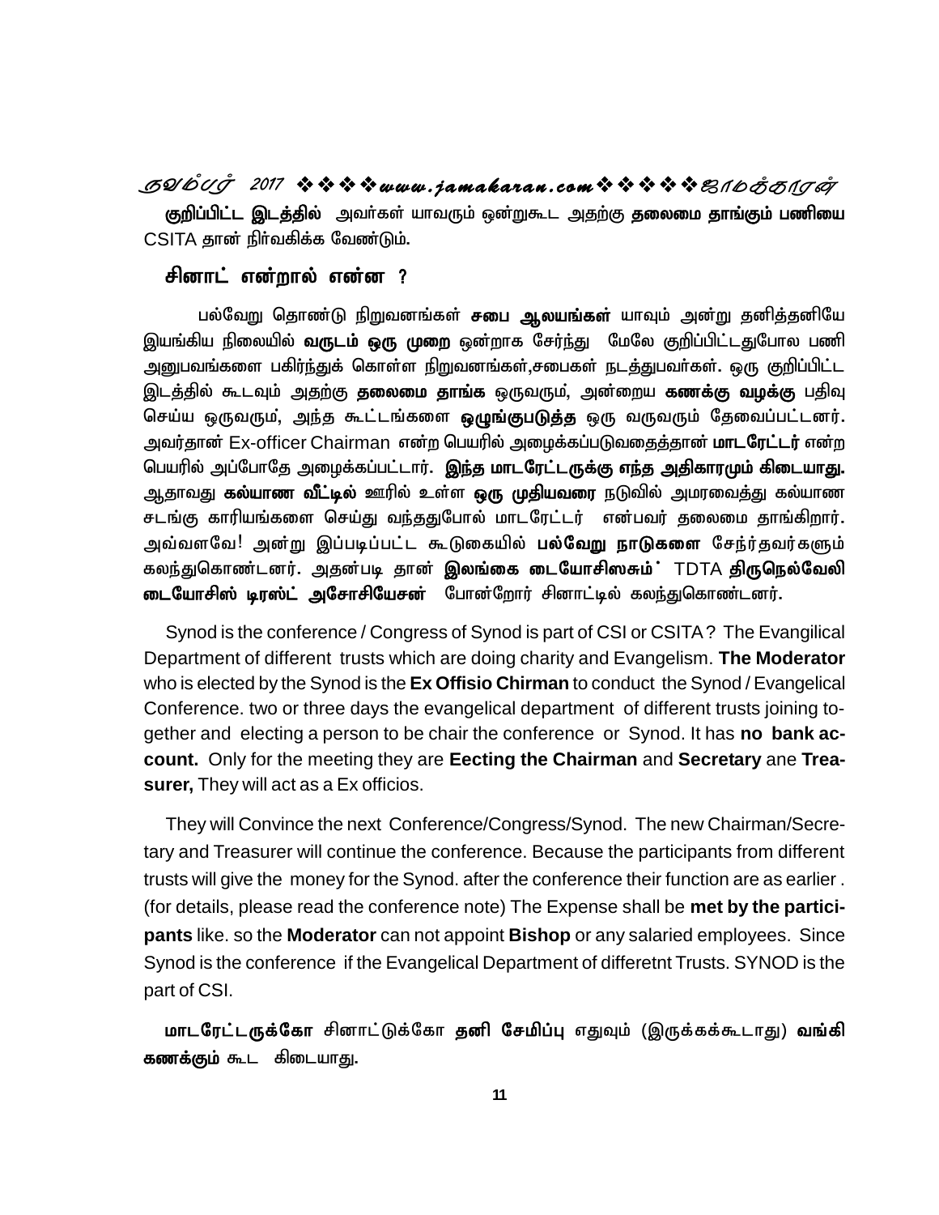**குறிப்பிட்ட இடத்தில்** அவர்கள் யாவரும் ஒன்றுகூட அதற்கு **தலைமை தாங்கும் பணியை** CSITA தான் நிர்வகிக்க வேண்டும்.

## சினாட் என்றால் என்ன ?

பல்வேறு தொண்டு நிறுவனங்கள் **சபை ஆலயங்கள்** யாவும் அன்று தனித்தனியே இயங்கிய நிலையில் **வருடம் ஒரு முறை** ஒன்றாக சேர்ந்து மேலே குறிப்பிட்டதுபோல பணி அனுபவங்களை பகிர்ந்துக் கொள்ள நிறுவனங்கள்,சபைகள் நடத்துபவர்கள். ஒரு குறிப்பிட்ட இடத்தில் கூடவும் அதற்கு **தலைமை தாங்க** ஒருவரும், அன்றைய **கணக்கு வழக்கு** பதிவு செய்ய ஒருவரும், அந்த கூட்டங்களை **ஒழுங்குபடுத்த** ஒரு வருவரும் தேவைப்பட்டனர். அவர்தான் Ex-officer Chairman என்ற பெயரில் அழைக்கப்படுவதைத்தான் **மாடரேட்டர்** என்ற பெயரில் அப்போதே அழைக்கப்பட்டார். **இந்த மாடரேட்டருக்கு எந்த அதிகாரமும் கிடையாது.** ஆதாவது **கல்யாண வீட்டில்** ஊரில் உள்ள **ஒரு முதியவரை** நடுவில் அமரவைத்து கல்யாண சடங்கு காரியங்களை செய்து வந்ததுபோல் மாடரேட்டர் என்பவர் தலைமை தாங்கிறார். அவ்வளவே! அன்று இப்படிப்பட்ட கூடுகையில் **பல்வேறு நாடுகளை** சேர்ந்தவர்களும் கலந்துகொண்டனர். அதன்படி தான் **இலங்கை டையோசிஸசும்**˙ TDTA **திருநெல்வேலி டையோசிஸ் டிரஸ்ட் அசோசியேசன்** போன்றோர் சினாட்டில் கலந்துகொண்டனர்.

Synod is the conference / Congress of Synod is part of CSI or CSITA? The Evangilical Department of different trusts which are doing charity and Evangelism. **The Moderator** who is elected by the Synod is the **Ex Offisio Chirman** to conduct the Synod / Evangelical Conference. two or three days the evangelical department of different trusts joining together and electing a person to be chair the conference or Synod. It has **no bank account.** Only for the meeting they are **Eecting the Chairman** and **Secretary** ane **Treasurer,** They will act as a Ex officios.

They will Convince the next Conference/Congress/Synod. The new Chairman/Secretary and Treasurer will continue the conference. Because the participants from different trusts will give the money for the Synod. after the conference their function are as earlier . (for details, please read the conference note) The Expense shall be **met by the participants** like. so the **Moderator** can not appoint **Bishop** or any salaried employees. Since Synod is the conference if the Evangelical Department of differetnt Trusts. SYNOD is the part of CSI.

**மாடரேட்டருக்கோ** சினாட்டுக்கோ **தனி சேமிப்பு** எதுவும் (இருக்கக்கூடாது) **வங்கி கணக்கும்** கூட கிடையாது.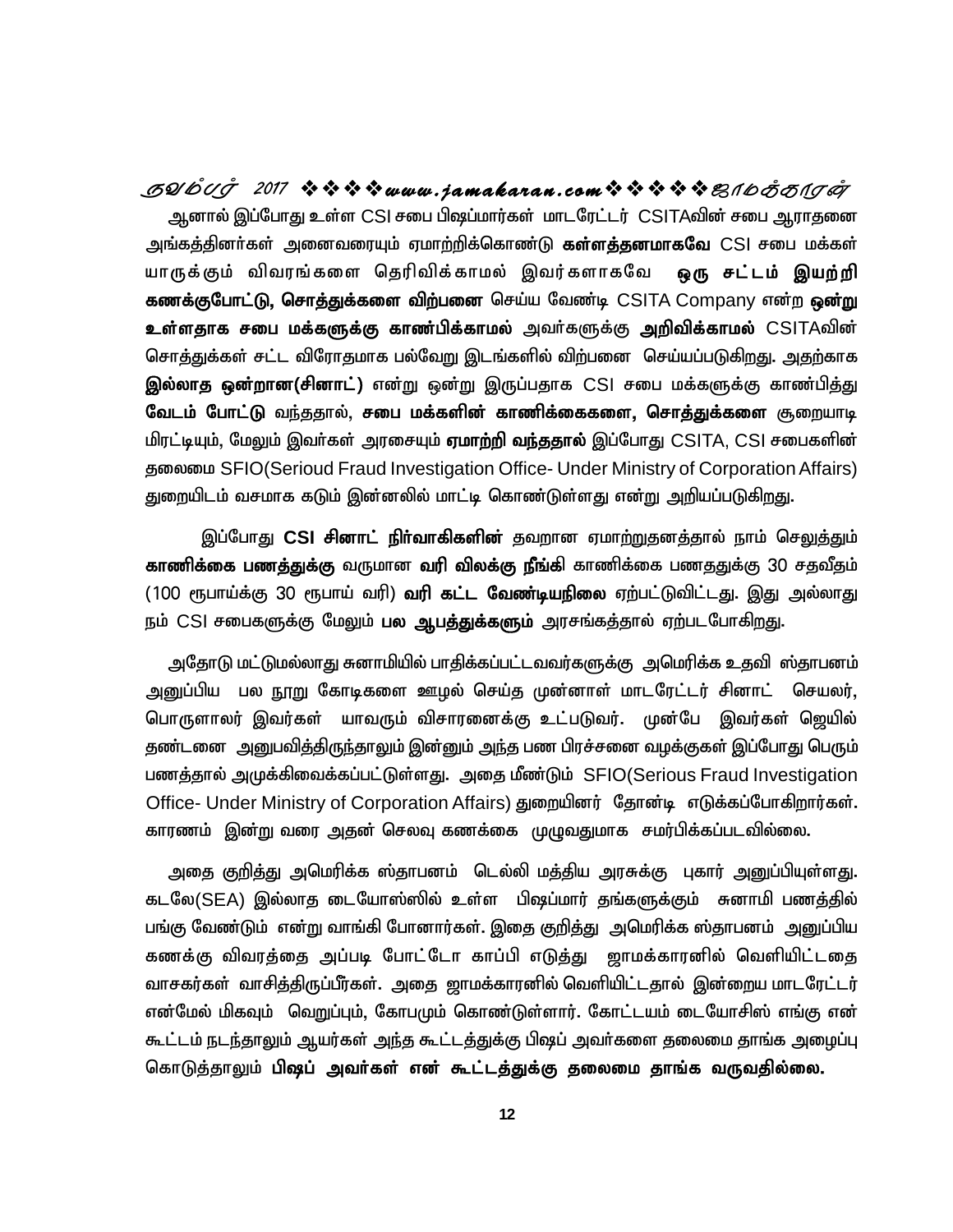ஆனால் இப்போது உள்ள CSI சபை பிஷப்மார்கள் மாடரேட்டர் CSITAவின் சபை ஆராதனை அங்கத்தினர்கள் அனைவரையும் ஏமாற்றிக்கொண்டு **கள்ளத்தனமாகவே** CSI சபை மக்கள் யாருக்கும் விவரங்களை தெரிவிக்காமல் இவர்களாகவே **ஒரு சட்டம் இயற்றி கணக்குபோட்டு, சொத்துக்களை விற்பனை** செய்ய வேண்டி CSITA Company என்ற **ஒன்று உள்ளதாக சபை மக்களுக்கு காண்பிக்காமல்** அவர்களுக்கு **அறிவிக்காமல்** CSITAவின் சொத்துக்கள் சட்ட விரோதமாக பல்வேறு இடங்களில் விற்பனை செய்யப்படுகிறது. அதற்காக **இல்லாத ஒன்றான(சினாட்)** என்று ஒன்று இருப்பதாக CSI சபை மக்களுக்கு காண்பித்து **வேடம் போட்டு** வந்ததால், **சபை மக்களின் காணிக்கைகளை, சொத்துக்களை** சூறையாடி மிரட்டியும், மேலும் இவர்கள் அரசையும் **ஏமாற்றி வந்ததால்** இப்போது CSITA, CSI சபைகளின் தலைமை SFIO(Serioud Fraud Investigation Office- Under Ministry of Corporation Affairs) துறையிடம் வசமாக கடும் இன்னலில் மாட்டி கொண்டுள்ளது என்று அறியப்படுகிறது.

இப்போது **CSI சினாட் நிர்வாகிகளின்** தவறான ஏமாற்றுதனத்தால் நாம் செலுத்தும் **காணிக்கை பணத்துக்கு** வருமான **வரி விலக்கு நீங்கி** காணிக்கை பணததுக்கு 30 சதவீதம் (100 ரூபாய்க்கு 30 ரூபாய் வரி) **வரி கட்ட வேண்டியநிலை** ஏற்பட்டுவிட்டது. இது அல்லாது நம் CSI சபைகளுக்கு மேலும் **பல ஆபத்துக்களும்** அரசங்கத்தால் ஏற்படபோகிறது.

அதோடு மட்டுமல்லாது சுனாமியில் பாதிக்கப்பட்டவர்களுக்கு அமெரிக்க உதவி ஸ்தாபனம் அனுப்பிய பல நூறு கோடிகளை ஊழல் செய்த முன்னாள் மாடரேட்டர் சினாட் செயலர், பொருளாலர் இவர்கள் யாவரும் விசாரனைக்கு உட்படுவர். முன்பே இவர்கள் ஜெயில் தண்டனை அனுபவித்திருந்தாலும் இன்னும் அந்த பண பிரச்சனை வழக்குகள் இப்போது பெரும் பணத்தால் அமுக்கிவைக்கப்பட்டுள்ளது. அதை மீண்டும் SFIO(Serious Fraud Investigation Office- Under Ministry of Corporation Affairs) துறையினர் தோண்டி எடுக்கப்போகிறார்கள். காரணம் இன்று வரை அதன் செலவு கணக்கை முழுவதுமாக சமர்பிக்கப்படவில்லை.

அதை குறித்து அமெரிக்க ஸ்தாபனம் டெல்லி மத்திய அரசுக்கு புகார் அனுப்பியுள்ளது. கடலே(SEA) இல்லாத டையோஸ்ஸில் உள்ள பிஷப்மார் தங்களுக்கும் சுனாமி பணத்தில் பங்கு வேண்டும் என்று வாங்கி போனார்கள். இதை குறித்து அமெரிக்க ஸ்தாபனம் அனுப்பிய கணக்கு விவரத்தை அப்படி போட்டோ காப்பி எடுத்து ஜாமக்காரனில் வெளியிட்டதை வாசகர்கள் வாசித்திருப்பீர்கள். அதை ஜாமக்காரனில் வெளியிட்டதால் இன்றைய மாடரேட்டர் என்மேல் மிகவும் வெறுப்பும், கோபமும் கொண்டுள்ளார். கோட்டயம் டையோசிஸ் எங்கு என் கூட்டம் நடந்தாலும் ஆயர்கள் அந்த கூட்டத்துக்கு பிஷப் அவர்களை தலைமை தாங்க அழைப்பு கொடுத்தாலும் **பிஷப் அவர்கள் என் கூட்டத்துக்கு தலைமை தாங்க வருவதில்லை.**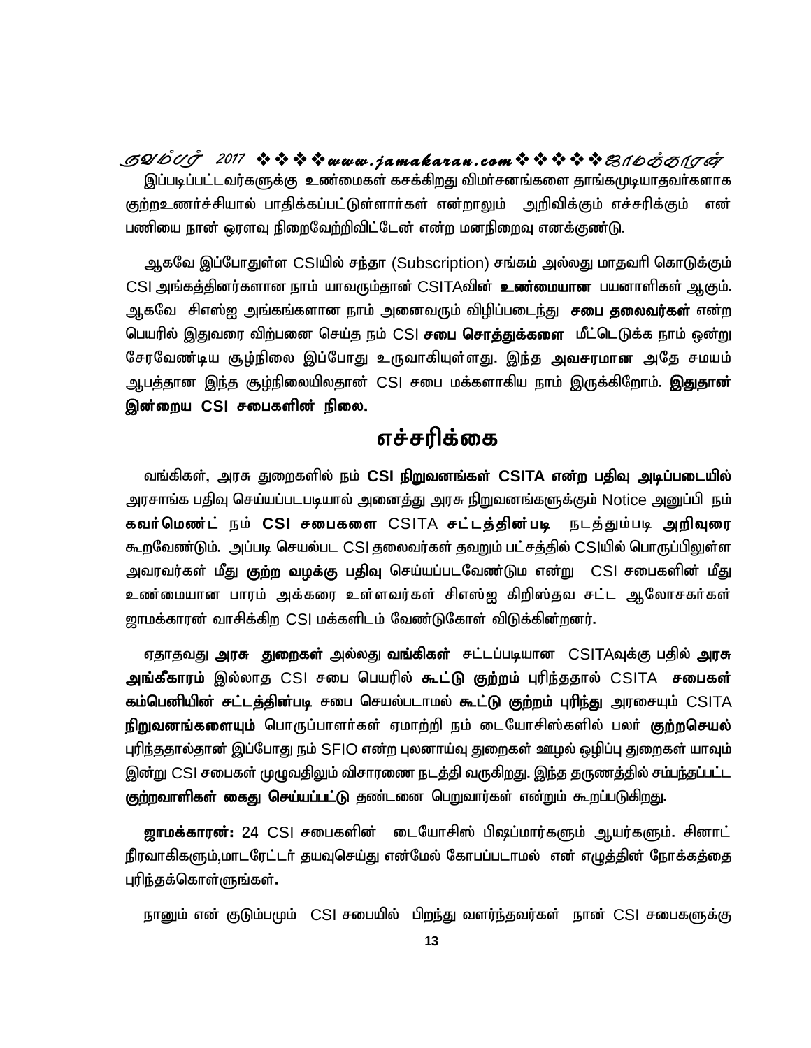இப்படிப்பட்டவர்களுக்கு உண்மைகள் கசக்கிறது விமர்சனங்களை தாங்கமுடியாதவர்களாக குற்றஉணர்ச்சியால் பாதிக்கப்பட்டுள்ளார்கள் என்றாலும் அறிவிக்கும் எச்சரிக்கும் என் பணியை நான் ஓரளவு நிறைவேற்றிவிட்டேன் என்ற மனநிறைவு எனக்குண்டு.

ஆகவே இப்போதுள்ள CSIயில் சந்தா (Subscription) சங்கம் அல்லது மாதவரி கொடுக்கும் CSI அங்கத்தினர்களான நாம் யாவரும்தான் CSITAவின் **உண்மையான** பயனாளிகள் ஆகும். ஆகவே சிஎஸ்ஐ அங்கங்களான நாம் அனைவரும் விழிப்படைந்து **சபை தலைவர்கள்** என்ற பெயரில் இதுவரை விற்பனை செய்த நம் CSI **சபை சொத்துக்களை** மீட்டெடுக்க நாம் ஒன்று சேரவேண்டிய சூழ்நிலை இப்போது உருவாகியுள்ளது. இந்த **அவசரமான** அதே சமயம் ஆபத்தான இந்த சூழ்நிலையில்தான் CSI சபை மக்களாகிய நாம் இருக்கிறோம். **இதுதான் இன்றைய CSI சபைகளின் நிலை.**

## எச்சரிக்கை

வங்கிகள், அரசு துறைகளில் நம் **CSI நிறுவனங்கள் CSITA என்ற பதிவு அடிப்படையில்** அரசாங்க பதிவு செய்யப்படபடியால் அனைத்து அரசு நிறுவனங்களுக்கும் Notice அனுப்பி நம் **கவர்மெண்ட்** நம் **CSI சபைகளை** CSITA **சட்டத்தின்படி** நடத்தும்படி **அறிவுரை** கூறவேண்டும். அப்படி செயல்பட CSI தலைவர்கள் தவறும் பட்சத்தில் CSIயில் பொருப்பிலுள்ள அவரவர்கள் மீது **குற்ற வழக்கு பதிவு** செய்யப்படவேண்டும என்று CSI சபைகளின் மீது உண்மையான பாரம் அக்கரை உள்ளவர்கள் சிஎஸ்ஐ கிறிஸ்தவ சட்ட ஆலோசகர்கள் ஜாமக்காரன் வாசிக்கிற CSI மக்களிடம் வேண்டுகோள் விடுக்கின்றனர்.

ஏதாதவது **அரசு துறைகள்** அல்லது **வங்கிகள்** சட்டப்படியான CSITAவுக்கு பதில் **அரசு அங்கீகாரம்** இல்லாத CSI சபை பெயரில் **கூட்டு குற்றம்** புரிந்ததால் CSITA **சபைகள் கம்பெனியின் சட்டத்தின்படி** சபை செயல்படாமல் **கூட்டு குற்றம் புரிந்து** அரசையும் CSITA **நிறுவனங்களையும்** பொருப்பாளர்கள் ஏமாற்றி நம் டையோசிஸ்களில் பலர் **குற்றசெயல்** புரிந்ததால்தான் இப்போது நம் SFIO என்ற புலனாய்வு துறைகள் ஊழல் ஒழிப்பு துறைகள் யாவும் இன்று CSI சபைகள் முழுவதிலும் விசாரணை நடத்தி வருகிறது. இந்த தருணத்தில் சம்பந்தப்பட்ட **குற்றவாளிகள் கைது செய்யப்பட்டு** தண்டனை பெறுவார்கள் என்றும் கூறப்படுகிறது.

**ஜாமக்காரன்:** 24 CSI சபைகளின் டையோசிஸ் பிஷப்மார்களும் ஆயர்களும். சினாட் நிரவாகிகளும்,மாடரேட்டர் தயவுசெய்து என்மேல் கோபப்படாமல் என் எழுத்தின் நோக்கத்தை புரிந்தக்கொள்ளுங்கள்.

நானும் என் குடும்பமும் CSI சபையில் பிறந்து வளர்ந்தவர்கள் நான் CSI சபைகளுக்கு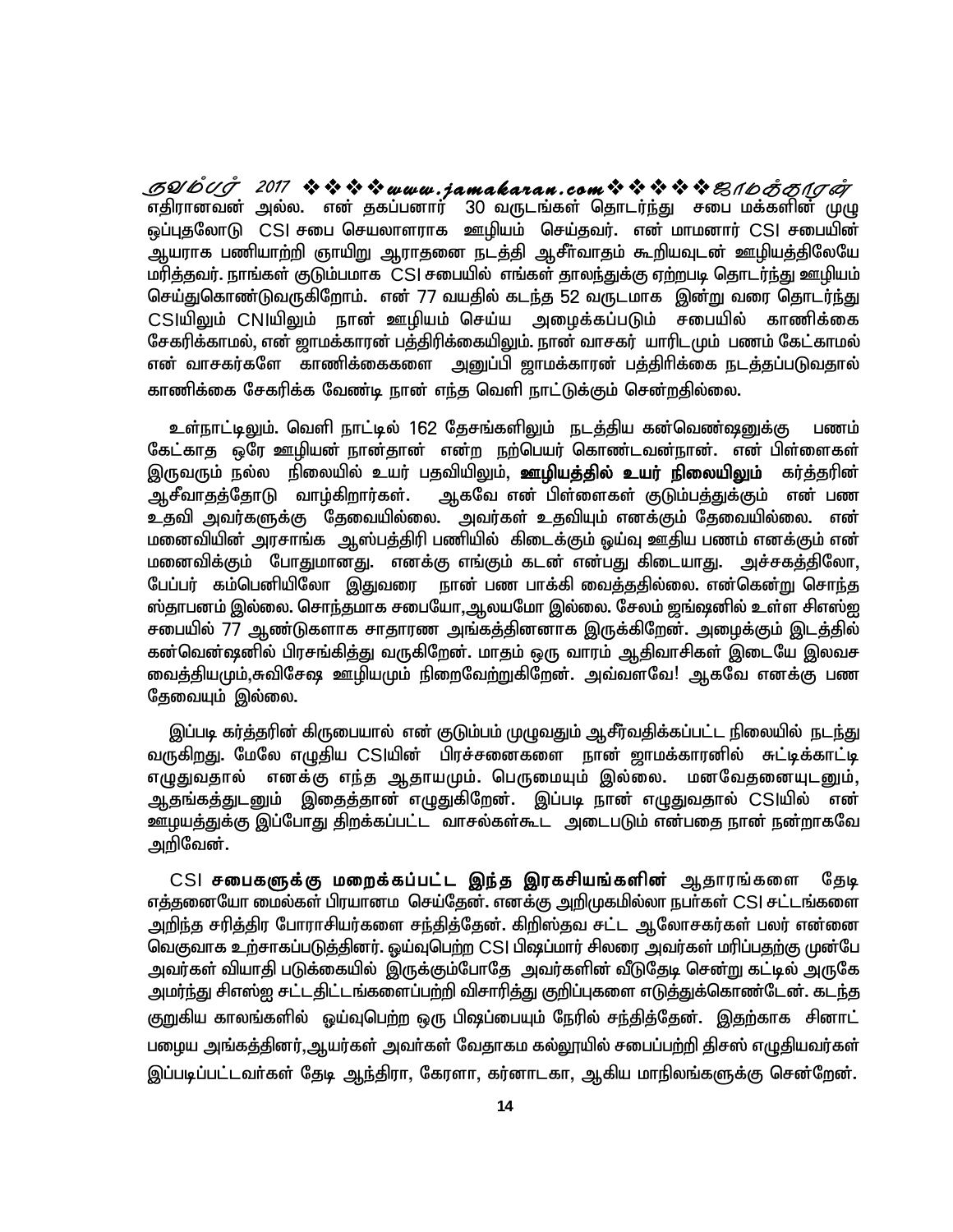எதிரானவன் அல்ல. என் தகப்பனார் 30 வருடங்கள் தொடர்ந்து சபை மக்களின் முழு ஒப்புதலோடு CSI சபை செயலாளராக ஊழியம் செய்தவர். என் மாமனார் CSI சபையின் ஆயராக பணியாற்றி ஞாயிறு ஆராதனை நடத்தி ஆசீர்வாதம் கூறியவுடன் ஊழியத்திலேயே மரித்தவர். நாங்கள் குடும்பமாக CSI சபையில் எங்கள் தாலந்துக்கு ஏற்றபடி தொடர்ந்து ஊழியம் செய்துகொண்டுவருகிறோம். என் 77 வயதில் கடந்த 52 வருடமாக இன்று வரை தொடர்ந்து CSIயிலும் CNIயிலும் நான் ஊழியம் செய்ய அழைக்கப்படும் சபையில் காணிக்கை சேகரிக்காமல், என் ஜாமக்காரன் பத்திரிக்கையிலும். நான் வாசகர் யாரிடமும் பணம் கேட்காமல் என் வாசகர்களே காணிக்கைகளை அனுப்பி ஜாமக்காரன் பத்திரிக்கை நடத்தப்படுவதால் காணிக்கை சேகரிக்க வேண்டி நான் எந்த வெளி நாட்டுக்கும் சென்றதில்லை.

உள்நாட்டிலும். வெளி நாட்டில் 162 தேசங்களிலும் நடத்திய கன்வெண்ஷனுக்கு பணம் கேட்காத ஒரே ஊழியன் நான்தான் என்ற நற்பெயர் கொண்டவன்நான். என் பிள்ளைகள் இருவரும் நல்ல நிலையில் உயர் பதவியிலும், **ஊழியத்தில் உயர் நிலையிலும்** கர்த்தரின் ஆசீர்வாதத்தோடு வாழ்கிறார்கள். ஆகவே என் பிள்ளைகள் குடும்பத்துக்கும் என் பண உதவி அவர்களுக்கு தேவையில்லை. அவர்கள் உதவியும் எனக்கும் தேவையில்லை. என் மனைவியின் அரசாங்க ஆஸ்பத்திரி பணியில் கிடைக்கும் ஓய்வு ஊதிய பணம் எனக்கும் என் மனைவிக்கும் போதுமானது. எனக்கு எங்கும் கடன் என்பது கிடையாது. அச்சகத்திலோ, பேப்பர் கம்பெனியிலோ இதுவரை நான் பண பாக்கி வைத்ததில்லை. என்கென்று சொந்த ஸ்தாபனம் இல்லை. சொந்தமாக சபையோ,ஆலயமோ இல்லை. சேலம் ஜங்ஷனில் உள்ள சிஎஸ்ஐ சபையில் 77 ஆண்டுகளாக சாதாரண அங்கத்தினனாக இருக்கிறேன். அழைக்கும் இடத்தில் கன்வென்ஷனில் பிரசங்கித்து வருகிறேன். மாதம் ஒரு வாரம் ஆதிவாசிகள் இடையே இலவச வைத்தியமும்,சுவிசேஷ ஊழியமும் நிறைவேற்றுகிறேன். அவ்வளவே! ஆகவே எனக்கு பண தேவையும் இல்லை.

இப்படி கர்த்தரின் கிருபையால் என் குடும்பம் முழுவதும் ஆசீர்வதிக்கப்பட்ட நிலையில் நடந்து வருகிறது. மேலே எழுதிய CSIயின் பிரச்சனைகளை நான் ஜாமக்காரனில் சுட்டிக்காட்டி எழுதுவதால் எனக்கு எந்த ஆதாயமும். பெருமையும் இல்லை. மனவேதனையுடனும், ஆதங்கத்துடனும் இதைத்தான் எழுதுகிறேன். இப்படி நான் எழுதுவதால் CSIயில் என் ஊழயத்துக்கு இப்போது திறக்கப்பட்ட வாசல்கள்கூட அடைபடும் என்பதை நான் நன்றாகவே அறிவேன்.

CSI **சபைகளுக்கு மறைக்கப்பட்ட இந்த இரகசியங்களின்** ஆதாரங்களை தேடி எத்தனையோ மைல்கள் பிரயாணம் செய்தேன். எனக்கு அறிமுகமில்லா நபர்கள் CSI சட்டங்களை அறிந்த சரித்திர பேராசியர்களை சந்தித்தேன். கிறிஸ்தவ சட்ட ஆலோசகர்கள் பலர் என்னை வெகுவாக உற்சாகப்படுத்தினர். ஓய்வுபெற்ற CSI பிஷப்மார் சிலரை அவர்கள் மரிப்பதற்கு முன்பே அவர்கள் வியாதி படுக்கையில் இருக்கும்போதே அவர்களின் வீடுதேடி சென்று கட்டில் அருகே அமர்ந்து சிஎஸ்ஐ சட்டதிட்டங்களைப்பற்றி விசாரித்து குறிப்புகளை எடுத்துக்கொண்டேன். கடந்த குறுகிய காலங்களில் ஓய்வுபெற்ற ஒரு பிஷப்பையும் நேரில் சந்தித்தேன். இதற்காக சினாட் பழைய அங்கத்தினர்,ஆயர்கள் அவர்கள் வேதாகம கல்லூரியில் சபைப்பற்றி திசஸ் எழுதியவர்கள் இப்படிப்பட்டவர்கள் தேடி ஆந்திரா, கேரளா, கர்னாடகா, ஆகிய மாநிலங்களுக்கு சென்றேன்.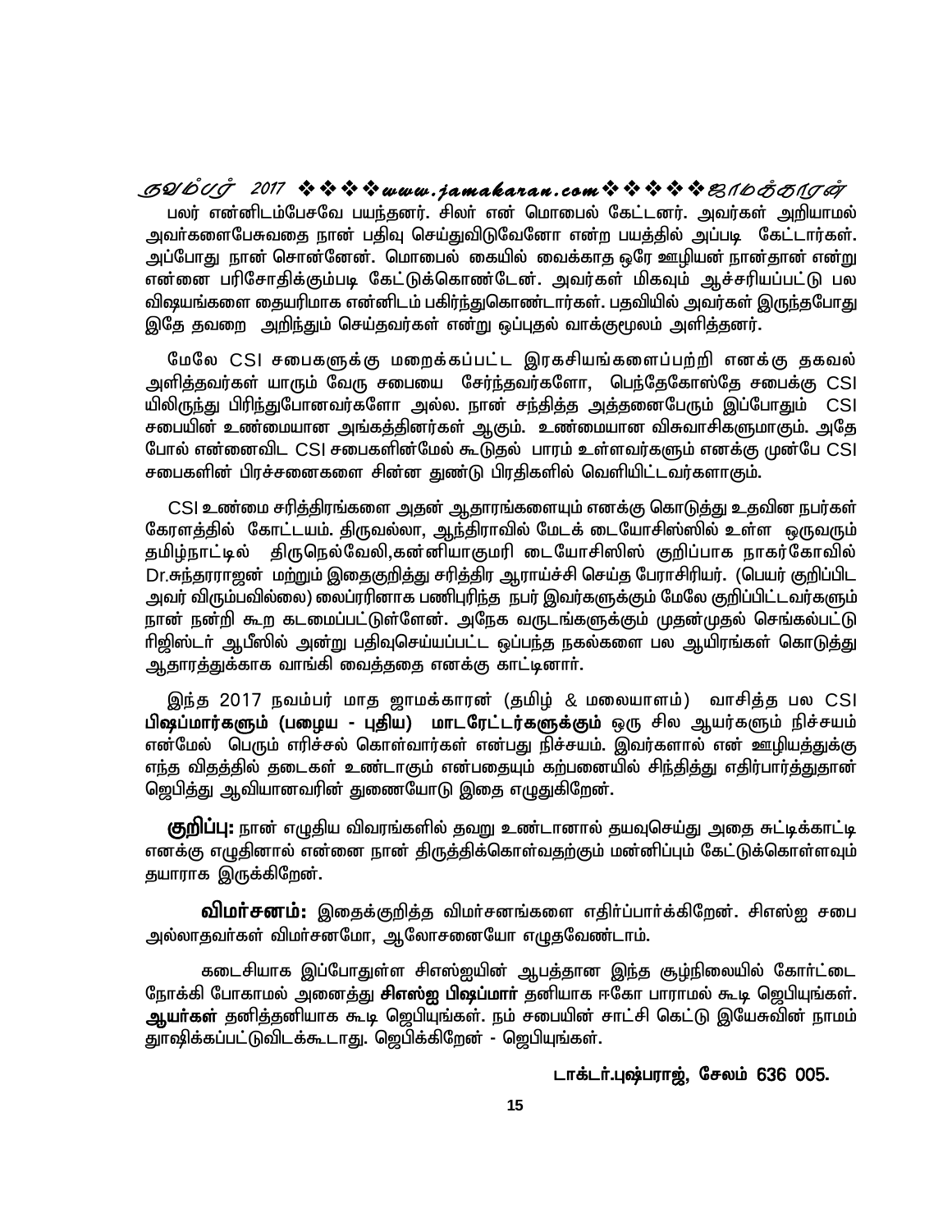பலர் என்னிடம்பேசவே பயந்தனர். சிலர் என் மொபைல் கேட்டனர். அவர்கள் அறியாமல் அவர்களைபேசுவதை நான் பதிவு செய்துவிடுவேனோ என்ற பயத்தில் அப்படி கேட்டார்கள். அப்போது நான் சொன்னேன். மொபைல் கையில் வைக்காத ஒரே ஊழியன் நான்தான் என்று என்னை பரிசோதிக்கும்படி கேட்டுக்கொண்டேன். அவர்கள் மிகவும் ஆச்சரியப்பட்டு பல விஷயங்களை தையரிமாக என்னிடம் பகிர்ந்துகொண்டார்கள். பதவியில் அவர்கள் இருந்தபோது இதே தவறை அறிந்தும் செய்தவர்கள் என்று ஒப்புதல் வாக்குமூலம் அளித்தனர்.

மேலே CSI சபைகளுக்கு மறைக்கப்பட்ட இரகசியங்களைப்பற்றி எனக்கு தகவல் அளித்தவர்கள் யாரும் வேரு சபையை சேர்ந்தவர்களோ, பெந்தேகோஸ்தே சபைக்கு CSI யிலிருந்து பிரிந்துபோனவர்களோ அல்ல. நான் சந்தித்த அத்தனைபேரும் இப்போதும் CSI சபையின் உண்மையான அங்கத்தினர்கள் ஆகும். உண்மையான விசுவாசிகளுமாகும். அதே போல் என்னைவிட CSI சபைகளின்மேல் கூடுதல் பாரம் உள்ளவர்களும் எனக்கு முன்பே CSI சபைகளின் பிரச்சனைகளை சின்ன துண்டு பிரதிகளில் வெளியிட்டவர்களாகும்.

CSI உண்மை சரித்திரங்களை அதன் ஆதாரங்களையும் எனக்கு கொடுத்து உதவின நபர்கள் கேரளத்தில் கோட்டயம். திருவல்லா, ஆந்திராவில் மேடக் டையோசிஸ்ஸில் உள்ள ஒருவரும் தமிழ்நாட்டில் திருநெல்வேலி,கன்னியாகுமரி டையோசிஸிஸ் குறிப்பாக நாகர்கோவில் Dr.சுந்தரராஜன் மற்றும் இதைகுறித்து சரித்திர ஆராய்ச்சி செய்த பேராசிரியர். (பெயர் குறிப்பிட அவர் விரும்பவில்லை) லைப்ரரினாக பணிபுரிந்த நபர் இவர்களுக்கும் மேலே குறிப்பிட்டவர்களும் நான் நன்றி கூற கடமைப்பட்டுள்ளேன். அநேக வருடங்களுக்கும் முதன்முதல் செங்கல்பட்டு ரிஜிஸ்டர் ஆபீஸில் அன்று பதிவுசெய்யப்பட்ட ஒப்பந்த நகல்களை பல ஆயிரங்கள் கொடுத்து ஆதாரத்துக்காக வாங்கி வைத்ததை எனக்கு காட்டினார்.

இந்த 2017 நவம்பர் மாத ஜாமக்காரன் (தமிழ் & மலையாளம்) வாசித்த பல CSI **பிஷப்மார்களும் (பழைய - புதிய) மாடரேட்டர்களுக்கும்** ஒரு சில ஆயர்களும் நிச்சயம் என்மேல் பெரும் எரிச்சல் கொள்வார்கள் என்பது நிச்சயம். இவர்களால் என் ஊழியத்துக்கு எந்த விதத்தில் தடைகள் உண்டாகும் என்பதையும் கற்பனையில் சிந்தித்து எதிர்பார்த்துதான் ஜெபித்து ஆவியானவரின் துணையோடு இதை எழுதுகிறேன்.

**குறிப்பு:** நான் எழுதிய விவரங்களில் தவறு உண்டானால் தயவுசெய்து அதை சுட்டிக்காட்டி எனக்கு எழுதினால் என்னை நான் திருத்திக்கொள்வதற்கும் மன்னிப்பும் கேட்டுக்கொள்ளவும் தயாராக இருக்கிறேன்.

**விமர்சனம்:** இதைக்குறித்த விமர்சனங்களை எதிர்ப்பார்க்கிறேன். சிஎஸ்ஐ சபை அல்லாதவர்கள் விமர்சனமோ, ஆலோசனையோ எழுதவேண்டாம்.

கடைசியாக இப்போதுள்ள சிஎஸ்ஐயின் ஆபத்தான இந்த சூழ்நிலையில் கோர்ட்டை நோக்கி போகாமல் அனைத்து **சிஎஸ்ஐ பிஷப்மார்** தனியாக ஈகோ பாராமல் கூடி ஜெபியுங்கள். **ஆயர்கள்** தனித்தனியாக கூடி ஜெபியுங்கள். நம் சபையின் சாட்சி கெட்டு இயேசுவின் நாமம் தூஷிக்கப்பட்டுவிடக்கூடாது. ஜெபிக்கிறேன் - ஜெபியுங்கள்.

**டாக்டர்.புஷ்பராஜ், சேலம் 636 005.**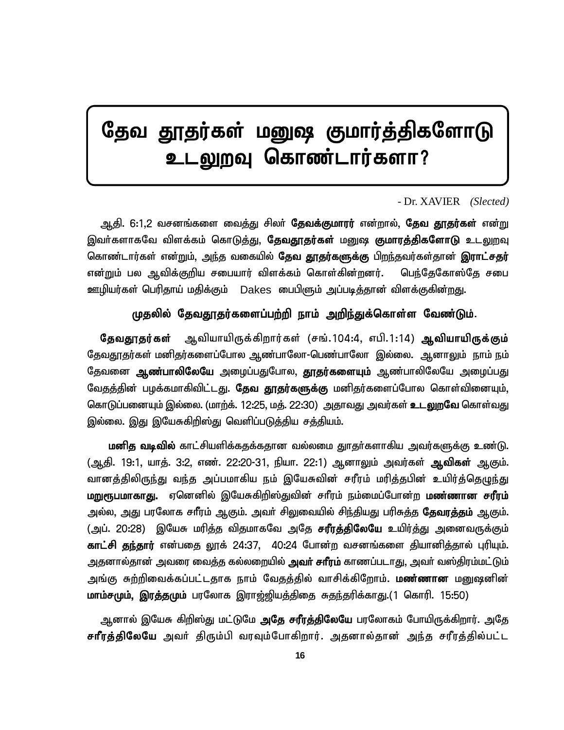# தேவ தூதர்கள் மனுஷ குமார்த்திகளோடு உடலுறவு கொண்டார்களா?

- Dr. XAVIER *(Slected)*

ஆதி. 6:1,2 வசனங்களை வைத்து சிலர் **தேவக்குமாரர்** என்றால், **தேவ தூதர்கள்** என்று இவர்களாகவே விளக்கம் கொடுத்து, **தேவதூதர்கள்** மனுஷ **குமாரத்திகளோடு** உடலுறவு கொண்டார்கள் என்றும், அந்த வகையில் **தேவ தூதர்களுக்கு** பிறந்தவர்கள்தான் **இராட்சதர்** என்றும் பல ஆவிக்குறிய சபையார் விளக்கம் கொள்கின்றனர். பெந்தேகோஸ்தே சபை ஊழியர்கள் பெரிதாய் மதிக்கும் Dakes பைபிளும் அப்படித்தான் விளக்குகின்றது.

**முதலில் தேவதூதர்களைப்பற்றி நாம் அறிந்துக்கொள்ள வேண்டும்.**

**தேவதூதர்கள்** ஆவியாயிருக்கிறார்கள் (சங்.104:4, எபி.1:14) **ஆவியாயிருக்கும்** தேவதூதர்கள் மனிதர்களைப்போல ஆண்பாலோ-பெண்பாலோ இல்லை. ஆனாலும் நாம் நம் தேவனை **ஆண்பாலிலேயே** அழைப்பதுபோல, **தூதர்களையும்** ஆண்பாலிலேயே அழைப்பது வேதத்தின் பழக்கமாகிவிட்டது. **தேவ தூதர்களுக்கு** மனிதர்களைப்போல கொள்வினையும், கொடுப்பனையும் இல்லை. (மாற்க். 12:25, மத். 22:30) அதாவது அவர்கள் **உடலுறவே** கொள்வது இல்லை. இது இயேசுகிறிஸ்து வெளிப்படுத்திய சத்தியம்.

**மனித வடிவில்** காட்சியளிக்கதக்கதான வல்லமை துாதர்களாகிய அவர்களுக்கு உண்டு. (ஆதி. 19:1, யாத். 3:2, எண். 22:20-31, நியா. 22:1) ஆனாலும் அவர்கள் **ஆவிகள்** ஆகும். வானத்திலிருந்து வந்த அப்பமாகிய நம் இயேசுவின் சரீரம் மரித்தபின் உயிர்த்தெழுந்து **மறுரூபமாகாது.** ஏனெனில் இயேசுகிறிஸ்துவின் சரீரம் நம்மைப்போன்ற **மண்ணான சரீரம்** அல்ல, அது பரலோக சரீரம் ஆகும். அவர் சிலுவையில் சிந்தியது பரிசுத்த **தேவரத்தம்** ஆகும். (அப். 20:28) இயேசு மரித்த விதமாகவே அதே **சரீரத்திலேயே** உயிர்த்து அனைவருக்கும் **காட்சி தந்தார்** என்பதை லூக் 24:37, 40:24 போன்ற வசனங்களை தியானித்தால் புரியும். அதனால்தான் அவரை வைத்த கல்லறையில் **அவர் சரீரம்** காணப்படாது, அவர் வஸ்திரம்மட்டும் அங்கு சுற்றிவைக்கப்பட்டதாக நாம் வேதத்தில் வாசிக்கிறோம். **மண்ணான** மனுஷனின் **மாம்சமும், இரத்தமும்** பரலோக இராஜ்ஜியத்திதை சுதந்தரிக்காது.(1 கொரி. 15:50)

ஆனால் இயேசு கிறிஸ்து மட்டுமே **அதே சரீரத்திலேயே** பரலோகம் போயிருக்கிறார். அதே **சரீரத்திலேயே** அவர் திரும்பி வரவும்போகிறார். அதனால்தான் அந்த சரீரத்தில்பட்ட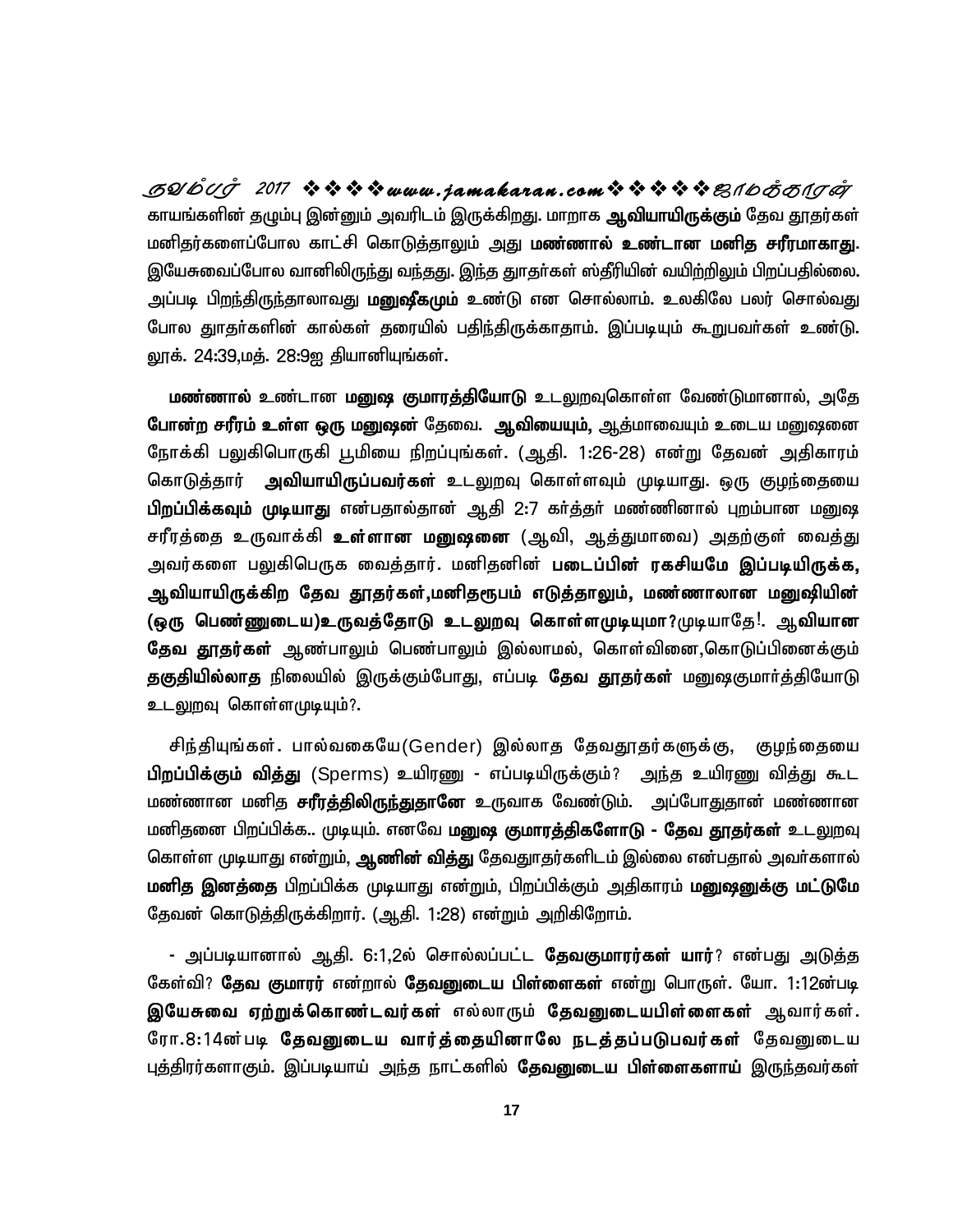காயங்களின் தழும்பு இன்னும் அவரிடம் இருக்கிறது. மாறாக **ஆவியாயிருக்கும்** தேவ தூதர்கள் மனிதர்களைப்போல காட்சி கொடுத்தாலும் அது **மண்ணால் உண்டான மனித சரீரமாகாது.** இயேசுவைப்போல வானிலிருந்து வந்தது. இந்த தூதர்கள் ஸ்தீரியின் வயிற்றிலும் பிறப்பதில்லை. அப்படி பிறந்திருந்தாலாவது **மனுஷீகமும்** உண்டு என சொல்லாம். உலகிலே பலர் சொல்வது போல தூதர்களின் கால்கள் தரையில் பதிந்திருக்காதாம். இப்படியும் கூறுபவர்கள் உண்டு. லூக். 24:39,மத். 28:9ஐ தியானியுங்கள்.

**மண்ணால்** உண்டான **மனுஷ குமாரத்தியோடு** உடலுறவுகொள்ள வேண்டுமானால், அதே **போன்ற சரீரம் உள்ள ஒரு மனுஷன்** தேவை. **ஆவியையும்,** ஆத்மாவையும் உடைய மனுஷனை நோக்கி பலுகிபொருகி பூமியை நிறப்புங்கள். (ஆதி. 1:26-28) என்று தேவன் அதிகாரம் கொடுத்தார் **அவியாயிருப்பவர்கள்** உடலுறவு கொள்ளவும் முடியாது. ஒரு குழந்தையை **பிறப்பிக்கவும் முடியாது** என்பதால்தான் ஆதி 2:7 கர்த்தர் மண்ணினால் புறம்பான மனுஷ சரீரத்தை உருவாக்கி **உள்ளான மனுஷனை** (ஆவி, ஆத்துமாவை) அதற்குள் வைத்து அவர்களை பலுகிபெருக வைத்தார். மனிதனின் **படைப்பின் ரகசியமே இப்படியிருக்க, ஆவியாயிருக்கிற தேவ தூதர்கள்,மனிதரூபம் எடுத்தாலும், மண்ணாலான மனுஷியின் (ஒரு பெண்ணுடைய)உருவத்தோடு உடலுறவு கொள்ளமுடியுமா?**முடியாதே!. **ஆவியான தேவ தூதர்கள்** ஆண்பாலும் பெண்பாலும் இல்லாமல், கொள்வினை,கொடுப்பினைக்கும் **தகுதியில்லாத** நிலையில் இருக்கும்போது, எப்படி **தேவ தூதர்கள்** மனுஷகுமார்த்தியோடு உடலுறவு கொள்ளமுடியும்?.

சிந்தியுங்கள். பால்வகையே(Gender) இல்லாத தேவதூதர்களுக்கு, குழந்தையை **பிறப்பிக்கும் வித்து** (Sperms) உயிரணு - எப்படியிருக்கும்? அந்த உயிரணு வித்து கூட மண்ணான மனித **சரீரத்திலிருந்துதானே** உருவாக வேண்டும். அப்போதுதான் மண்ணான மனிதனை பிறப்பிக்க.. முடியும். எனவே **மனுஷ குமாரத்திகளோடு - தேவ தூதர்கள்** உடலுறவு கொள்ள முடியாது என்றும், **ஆணின் வித்து** தேவதூதர்களிடம் இல்லை என்பதால் அவர்களால் **மனித இனத்தை** பிறப்பிக்க முடியாது என்றும், பிறப்பிக்கும் அதிகாரம் **மனுஷனுக்கு மட்டுமே** தேவன் கொடுத்திருக்கிறார். (ஆதி. 1:28) என்றும் அறிகிறோம்.

- அப்படியானால் ஆதி. 6:1,2ல் சொல்லப்பட்ட **தேவகுமாரர்கள் யார்**? என்பது அடுத்த கேள்வி? **தேவ குமாரர்** என்றால் **தேவனுடைய பிள்ளைகள்** என்று பொருள். யோ. 1:12ன்படி **இயேசுவை ஏற்றுக்கொண்டவர்கள்** எல்லாரும் **தேவனுடையபிள்ளைகள்** ஆவார்கள். ரோ.8:14ன்படி **தேவனுடைய வார்த்தையினாலே நடத்தப்படுபவர்கள்** தேவனுடைய புத்திரர்களாகும். இப்படியாய் அந்த நாட்களில் **தேவனுடைய பிள்ளைகளாய்** இருந்தவர்கள்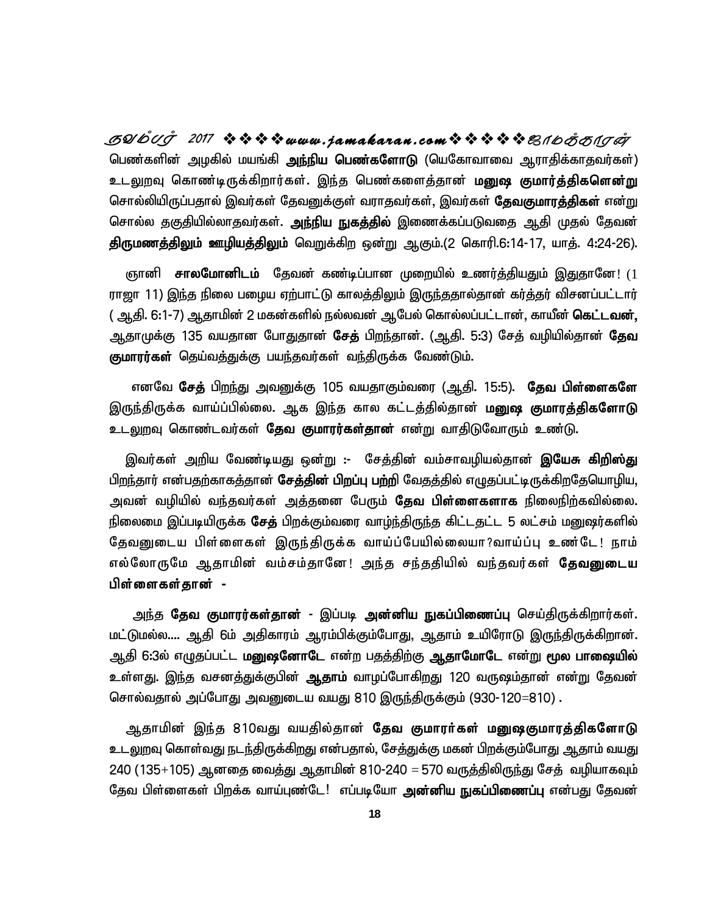பெண்களின் அழகில் மயங்கி **அந்நிய பெண்களோடு** (யெகோவாவை ஆராதிக்காதவர்கள்) உடலுறவு கொண்டிருக்கிறார்கள். இந்த பெண்களைத்தான் **மனுஷ குமார்த்திகளென்று** சொல்லியிருப்பதால் இவர்கள் தேவனுக்குள் வராதவர்கள், இவர்கள் **தேவகுமாரத்திகள்** என்று சொல்ல தகுதியில்லாதவர்கள். **அந்நிய நுகத்தில்** இணைக்கப்படுவதை ஆதி முதல் தேவன் **திருமணத்திலும் ஊழியத்திலும்** வெறுக்கிற ஒன்று ஆகும்.(2 கொரி.6:14-17, யாத். 4:24-26).

ஞானி **சாலமோனிடம்** தேவன் கண்டிப்பான முறையில் உணர்த்தியதும் இதுதானே! (1 ராஜா 11) இந்த நிலை பழைய ஏற்பாட்டு காலத்திலும் இருந்ததால்தான் கர்த்தர் விசனப்பட்டார் ( ஆதி. 6:1-7) ஆதாமின் 2 மகன்களில் நல்லவன் ஆபேல் கொல்லப்பட்டான், காயீன் **கெட்டவன்,** ஆதாமுக்கு 135 வயதான போதுதான் **சேத்** பிறந்தான். (ஆதி. 5:3) சேத் வழியில்தான் **தேவ குமாரர்கள்** தெய்வத்துக்கு பயந்தவர்கள் வந்திருக்க வேண்டும்.

எனவே **சேத்** பிறந்து அவனுக்கு 105 வயதாகும்வரை (ஆதி. 15:5). **தேவ பிள்ளைகளே** இருந்திருக்க வாய்ப்பில்லை. ஆக இந்த கால கட்டத்தில்தான் **மனுஷ குமாரத்திகளோடு** உடலுறவு கொண்டவர்கள் **தேவ குமாரர்கள்தான்** என்று வாதிடுவோரும் உண்டு.

இவர்கள் அறிய வேண்டியது ஒன்று :- சேத்தின் வம்சாவழியல்தான் **இயேசு கிறிஸ்து** பிறந்தார் என்பதற்காகத்தான் **சேத்தின் பிறப்பு பற்றி** வேதத்தில் எழுதப்பட்டிருக்கிறதேயொழிய, அவன் வழியில் வந்தவர்கள் அத்தனை பேரும் **தேவ பிள்ளைகளாக** நிலைநிற்கவில்லை. நிலைமை இப்படியிருக்க **சேத்** பிறக்கும்வரை வாழ்ந்திருந்த கிட்டதட்ட 5 லட்சம் மனுஷர்களில் தேவனுடைய பிள்ளைகள் இருந்திருக்க வாய்ப்பேயில்லையா?வாய்ப்பு உண்டே! நாம் எல்லோருமே ஆதாமின் வம்சம்தானே! அந்த சந்ததியில் வந்தவர்கள் **தேவனுடைய பிள்ளைகள்தான் -**

அந்த **தேவ குமாரர்கள்தான்** - இப்படி **அன்னிய நுகப்பிணைப்பு** செய்திருக்கிறார்கள். மட்டுமல்ல.... ஆதி 6ம் அதிகாரம் ஆரம்பிக்கும்போது, ஆதாம் உயிரோடு இருந்திருக்கிறான். ஆதி 6:3ல் எழுதப்பட்ட **மனுஷனோடே** என்ற பதத்திற்கு **ஆதாமோடே** என்று **மூல பாஷையில்** உள்ளது. இந்த வசனத்துக்குப்பின் **ஆதாம்** வாழப்போகிறது 120 வருஷம்தான் என்று தேவன் சொல்வதால் அப்போது அவனுடைய வயது 810 இருந்திருக்கும் (930-120=810) .

ஆதாமின் இந்த 810வது வயதில்தான் **தேவ குமாரர்கள் மனுஷகுமாரத்திகளோடு** உடலுறவு கொள்வது நடந்திருக்கிறது என்பதால், சேத்துக்கு மகன் பிறக்கும்போது ஆதாம் வயது 240 (135+105) ஆனதை வைத்து ஆதாமின் 810-240 = 570 வருத்திலிருந்து சேத் வழியாகவும் தேவ பிள்ளைகள் பிறக்க வாய்புண்டே! எப்படியோ **அன்னிய நுகப்பிணைப்பு** என்பது தேவன்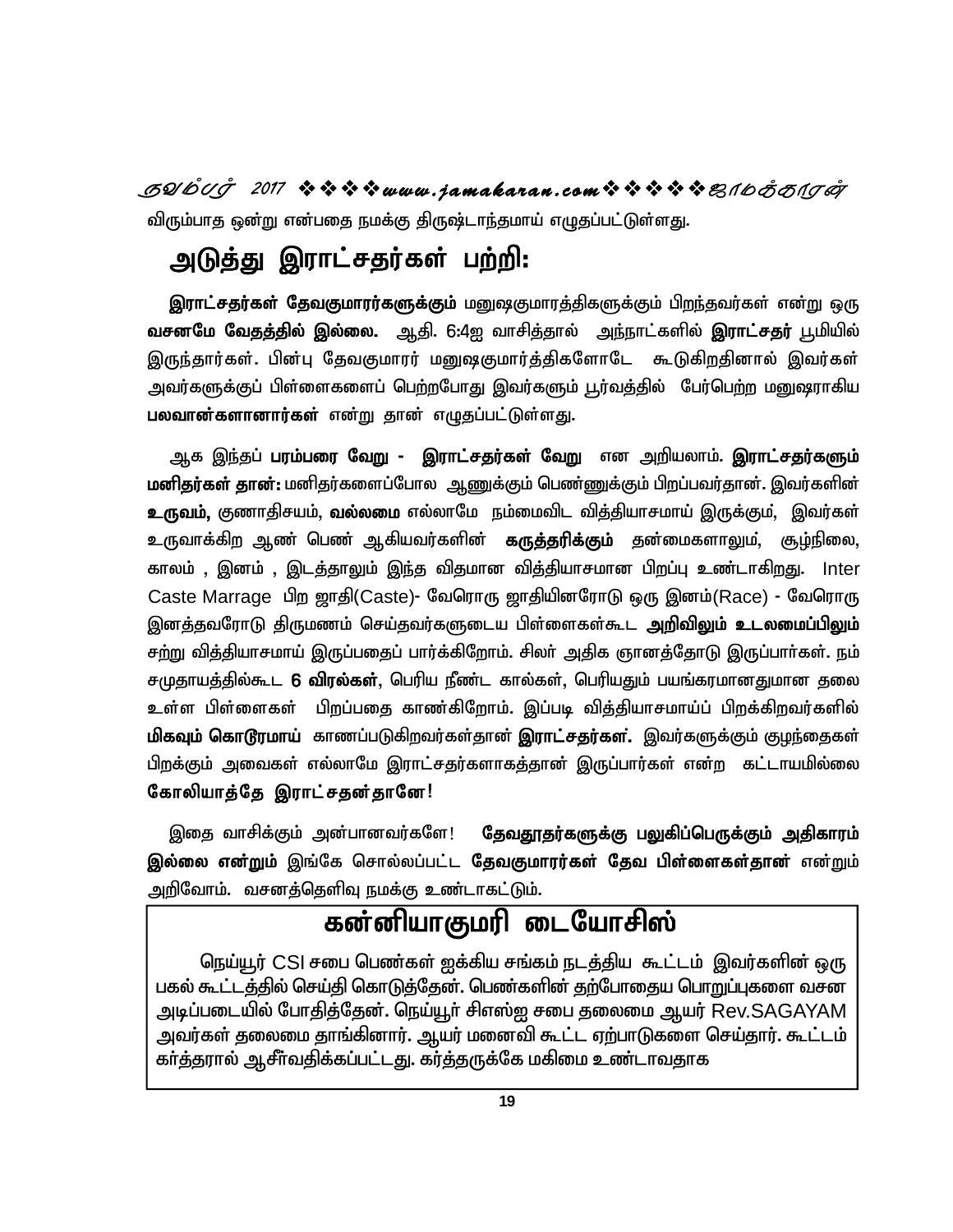விரும்பாத ஒன்று என்பதை நமக்கு திருஷ்டாந்தமாய் எழுதப்பட்டுள்ளது.

## அடுத்து இராட்சதர்கள் பற்றி:

**இராட்சதர்கள் தேவகுமாரர்களுக்கும்** மனுஷகுமாரத்திகளுக்கும் பிறந்தவர்கள் என்று ஒரு **வசனமே வேதத்தில் இல்லை.** ஆதி. 6:4ஐ வாசித்தால் அந்நாட்களில் **இராட்சதர்** பூமியில் இருந்தார்கள். பின்பு தேவகுமாரர் மனுஷகுமார்த்திகளோடே கூடுகிறதினால் இவர்கள் அவர்களுக்குப் பிள்ளைகளைப் பெற்றபோது இவர்களும் பூர்வத்தில் பேர்பெற்ற மனுஷராகிய **பலவான்களானார்கள்** என்று தான் எழுதப்பட்டுள்ளது.

ஆக இந்தப் **பரம்பரை வேறு - இராட்சதர்கள் வேறு** என அறியலாம். **இராட்சதர்களும் மனிதர்கள் தான்:** மனிதர்களைப்போல ஆணுக்கும் பெண்ணுக்கும் பிறப்பவர்தான். இவர்களின் **உருவம்,** குணாதிசயம், **வல்லமை** எல்லாமே நம்மைவிட வித்தியாசமாய் இருக்கும், இவர்கள் உருவாக்கிற ஆண் பெண் ஆகியவர்களின் **கருத்தரிக்கும்** தன்மைகளாலும், சூழ்நிலை, காலம் , இனம் , இடத்தாலும் இந்த விதமான வித்தியாசமான பிறப்பு உண்டாகிறது. Inter Caste Marrage பிற ஜாதி(Caste)- வேறொரு ஜாதியினரோடு ஒரு இனம்(Race) - வேறொரு இனத்தவரோடு திருமணம் செய்தவர்களுடைய பிள்ளைகள்கூட **அறிவிலும் உடலமைப்பிலும்** சற்று வித்தியாசமாய் இருப்பதைப் பார்க்கிறோம். சிலர் அதிக ஞானத்தோடு இருப்பார்கள். நம் சமுதாயத்தில்கூட **6 விரல்கள்**, பெரிய நீண்ட கால்கள், பெரியதும் பயங்கரமானதுமான தலை உள்ள பிள்ளைகள் பிறப்பதை காண்கிறோம். இப்படி வித்தியாசமாய்ப் பிறக்கிறவர்களில் **மிகவும் கொடூரமாய்** காணப்படுகிறவர்கள்தான் **இராட்சதர்கள்.** இவர்களுக்கும் குழந்தைகள் பிறக்கும் அவைகள் எல்லாமே இராட்சதர்களாகத்தான் இருப்பார்கள் என்ற கட்டாயமில்லை **கோலியாத்தே இராட்சதன்தானே!**

இதை வாசிக்கும் அன்பானவர்களே! **தேவதூதர்களுக்கு பலுகிப்பெருக்கும் அதிகாரம் இல்லை என்றும்** இங்கே சொல்லப்பட்ட **தேவகுமாரர்கள் தேவ பிள்ளைகள்தான்** என்றும் அறிவோம். வசனத்தெளிவு நமக்கு உண்டாகட்டும்.

## கன்னியாகுமரி டையோசிஸ்

நெய்யூர் CSI சபை பெண்கள் ஐக்கிய சங்கம் நடத்திய கூட்டம் இவர்களின் ஒரு பகல் கூட்டத்தில் செய்தி கொடுத்தேன். பெண்களின் தற்போதைய பொறுப்புகளை வசன அடிப்படையில் போதித்தேன். நெய்யூர் சிஎஸ்ஐ சபை தலைமை ஆயர் Rev.SAGAYAM அவர்கள் தலைமை தாங்கினார். ஆயர் மனைவி கூட்ட ஏற்பாடுகளை செய்தார். கூட்டம் கர்த்தரால் ஆசீர்வதிக்கப்பட்டது. கர்த்தருக்கே மகிமை உண்டாவதாக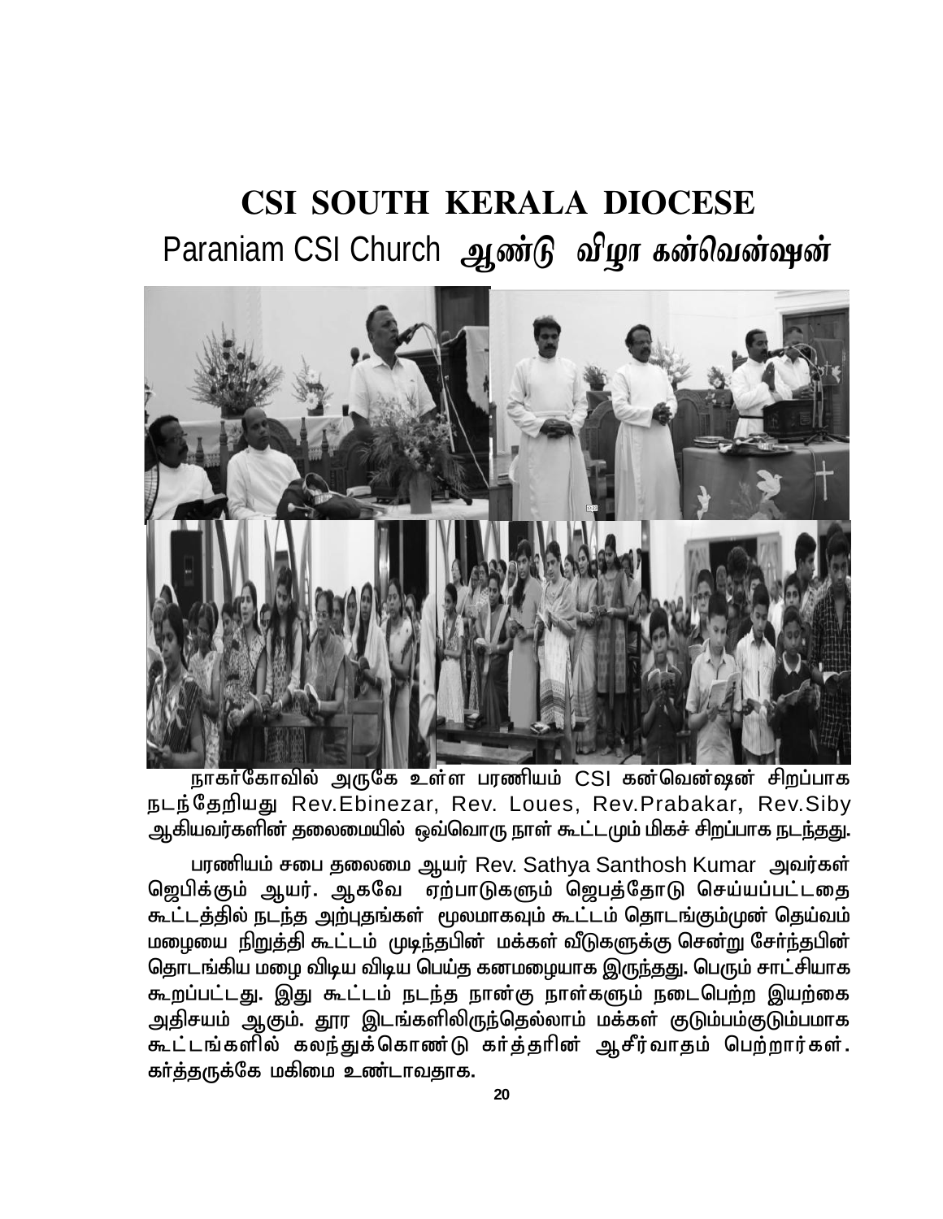# CSI SOUTH KERALA DIOCESE

## Paraniam CSI Church ஆண்டு விழா கன்வென்ஷன்

நாகர்கோவில் அருகே உள்ள பரணியம் CSI கன்வென்ஷன் சிறப்பாக நடந்தேறியது Rev.Ebinezar, Rev. Loues, Rev.Prabakar, Rev.Siby ஆகியவர்களின் தலைமையில் ஒவ்வொரு நாள் கூட்டமும் மிகச் சிறப்பாக நடந்தது.

பரணியம் சபை தலைமை ஆயர் Rev. Sathya Santhosh Kumar அவர்கள் ஜெபிக்கும் ஆயர். ஆகவே ஏற்பாடுகளும் ஜெபத்தோடு செய்யப்பட்டதை கூட்டத்தில் நடந்த அற்புதங்கள் மூலமாகவும் கூட்டம் தொடங்கும்முன் தெய்வம் மழையை நிறுத்தி கூட்டம் முடிந்தபின் மக்கள் வீடுகளுக்கு சென்று சேர்ந்தபின் தொடங்கிய மழை விடிய விடிய பெய்த கனமழையாக இருந்தது. பெரும் சாட்சியாக கூறப்பட்டது. இது கூட்டம் நடந்த நான்கு நாள்களும் நடைபெற்ற இயற்கை அதிசயம் ஆகும். தூர இடங்களிலிருந்தெல்லாம் மக்கள் குடும்பம்குடும்பமாக கூட்டங்களில் கலந்துக்கொண்டு கர்த்தரின் ஆசீர்வாதம் பெற்றார்கள். கர்த்தருக்கே மகிமை உண்டாவதாக.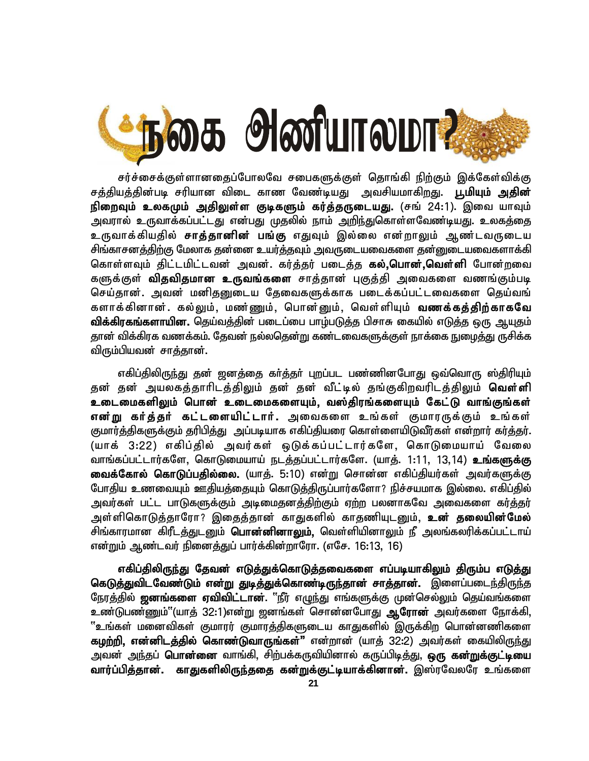# நகை அணியாலமா?

சர்ச்சைக்குள்ளானதைப்போலவே சபைகளுக்குள் தொங்கி நிற்கும் இக்கேள்விக்கு சத்தியத்தின்படி சரியான விடை காண வேண்டியது அவசியமாகிறது. **பூமியும் அதின் நிறைவும் உலகமும் அதிலுள்ள குடிகளும் கர்த்தருடையது.** (சங் 24:1). இவை யாவும் அவரால் உருவாக்கப்பட்டது என்பது முதலில் நாம் அறிந்துகொள்ளவேண்டியது. உலகத்தை உருவாக்கியதில் **சாத்தானின் பங்கு** எதுவும் இல்லை என்றாலும் ஆண்டவருடைய சிங்காசனத்திற்கு மேலாக தன்னை உயர்த்தவும் அவருடையவைகளை தன்னுடையவைகளாக்கி கொள்ளவும் திட்டமிட்டவன் அவன். கர்த்தர் படைத்த **கல்,பொன்,வெள்ளி** போன்றவை களுக்குள் **விதவிதமான உருவங்களை** சாத்தான் புகுத்தி அவைகளை வணங்கும்படி செய்தான். அவன் மனிதனுடைய தேவைகளுக்காக படைக்கப்பட்டவைகளை தெய்வங் களாக்கினான். கல்லும், மண்ணும், பொன்னும், வெள்ளியும் **வணக்கத்திற்காகவே விக்கிரகங்களாயின.** தெய்வத்தின் படைப்பை பாழ்படுத்த பிசாசு கையில் எடுத்த ஒரு ஆயுதம் தான் விக்கிரக வணக்கம். தேவன் நல்லதென்று கண்டவைகளுக்குள் நாக்கை நுழைத்து ருசிக்க விரும்பியவன் சாத்தான்.

எகிப்திலிருந்து தன் ஜனத்தை கர்த்தர் புறப்பட பண்ணினபோது ஒவ்வொரு ஸ்திரியும் தன் தன் அயலகத்தாரிடத்திலும் தன் தன் வீட்டில் தங்குகிறவரிடத்திலும் **வெள்ளி உடைமைகளிலும் பொன் உடைமைகளையும், வஸ்திரங்களையும் கேட்டு வாங்குங்கள் என்று கர்த்தர் கட்டளையிட்டார்.** அவைகளை உங்கள் குமாரருக்கும் உங்கள் குமார்த்திகளுக்கும் தரிபித்து அப்படியாக எகிப்தியரை கொள்ளையிடுவீர்கள் என்றார் கர்த்தர். (யாக் 3:22) எகிப்தில் அவர்கள் ஒடுக்கப்பட்டார்களே, கொடுமையாய் வேலை வாங்கப்பட்டார்களே, கொடுமையாய் நடத்தப்பட்டார்களே. (யாத். 1:11, 13,14) **உங்களுக்கு வைக்கோல் கொடுப்பதில்லை.** (யாத். 5:10) என்று சொன்ன எகிப்தியர்கள் அவர்களுக்கு போதிய உணவையும் ஊதியத்தையும் கொடுத்திருப்பார்களோ? நிச்சயமாக இல்லை. எகிப்தில் அவர்கள் பட்ட பாடுகளுக்கும் அடிமைதனத்திற்கும் ஏற்ற பலனாகவே அவைகளை கர்த்தர் அள்ளிகொடுத்தாரோ? இதைத்தான் காதுகளில் காதணியுடனும், **உன் தலையின்மேல்** சிங்காரமான கிரீடத்துடனும் **பொன்னினாலும்,** வெள்ளியினாலும் நீ அலங்கலரிக்கப்பட்டாய் என்றும் ஆண்டவர் நினைத்துப் பார்க்கின்றாரோ. (எசே. 16:13, 16)

**எகிப்திலிருந்து தேவன் எடுத்துக்கொடுத்தவைகளை எப்படியாகிலும் திரும்ப எடுத்து கெடுத்துவிடவேண்டும் என்று துடித்துக்கொண்டிருந்தான் சாத்தான்.** இளைப்படைந்திருந்த நேரத்தில் **ஜனங்களை ஏவிவிட்டான்.** "நீர் எழுந்து எங்களுக்கு முன்செல்லும் தெய்வங்களை உண்டுபண்ணும்"(யாத் 32:1)என்று ஜனங்கள் சொன்னபோது **ஆரோன்** அவர்களை நோக்கி, "உங்கள் மனைவிகள் குமாரர் குமாரத்திகளுடைய காதுகளில் இருக்கிற பொன்னணிகளை **கழற்றி, என்னிடத்தில் கொண்டுவாருங்கள்"** என்றான் (யாத் 32:2) அவர்கள் கையிலிருந்து அவன் அந்தப் **பொன்னை** வாங்கி, சிற்பக்கருவியினால் கருப்பிடித்து, **ஒரு கன்றுக்குட்டியை வார்ப்பித்தான். காதுகளிலிருந்ததை கன்றுக்குட்டியாக்கினான்.** இஸ்ரவேலரே உங்களை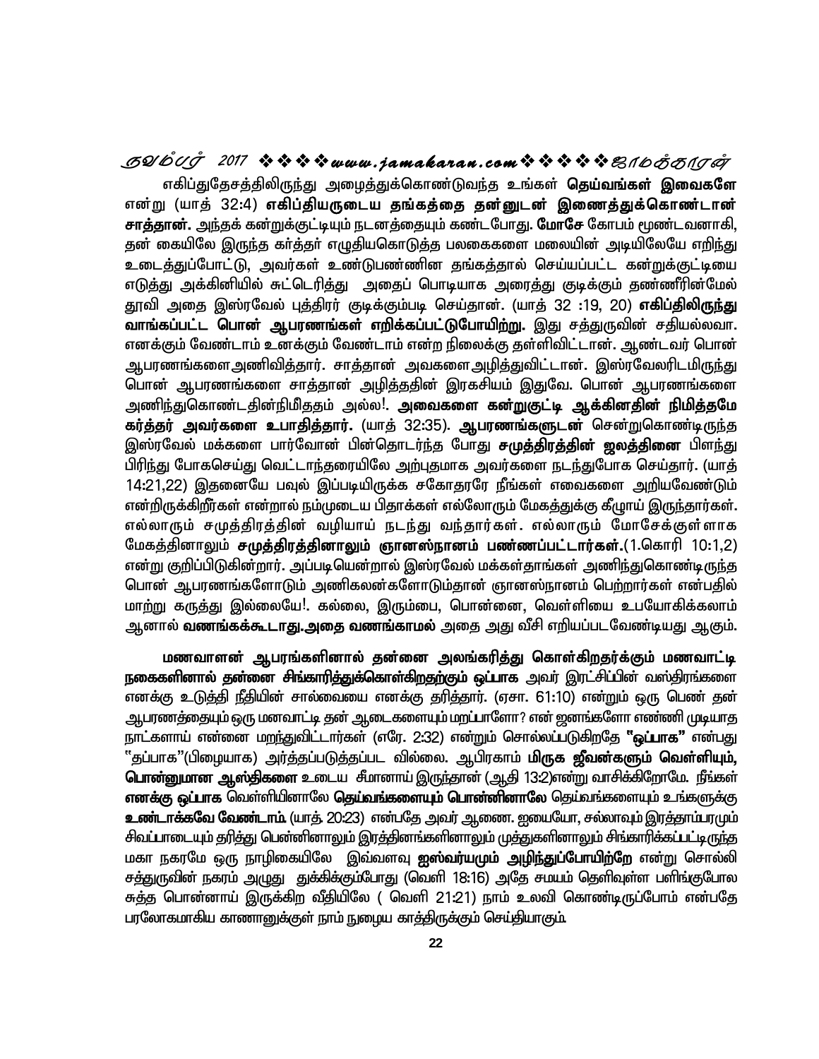எகிப்துதேசத்திலிருந்து அழைத்துக்கொண்டுவந்த உங்கள் **தெய்வங்கள் இவைகளே** என்று (யாத் 32:4) **எகிப்தியருடைய தங்கத்தை தன்னுடன் இணைத்துக்கொண்டான் சாத்தான்.** அந்தக் கன்றுக்குட்டியும் நடனத்தையும் கண்டபோது. **மோசே** கோபம் மூண்டவனாகி, தன் கையிலே இருந்த கர்த்தர் எழுதிகொடுத்த பலகைகளை மலையின் அடியிலேயே எறிந்து உடைத்துப்போட்டு, அவர்கள் உண்டுபண்ணின தங்கத்தால் செய்யப்பட்ட கன்றுக்குட்டியை எடுத்து அக்கினியில் சுட்டெரித்து அதைப் பொடியாக அரைத்து குடிக்கும் தண்ணீரின்மேல் தூவி அதை இஸ்ரவேல் புத்திரர் குடிக்கும்படி செய்தான். (யாத் 32 :19, 20) **எகிப்திலிருந்து வாங்கப்பட்ட பொன் ஆபரணங்கள் எறிக்கப்பட்டுபோயிற்று.** இது சத்துருவின் சதியல்லவா. எனக்கும் வேண்டாம் உனக்கும் வேண்டாம் என்ற நிலைக்கு தள்ளிவிட்டான். ஆண்டவர் பொன் ஆபரணங்களைஅணிவித்தார். சாத்தான் அவகளை அழித்துவிட்டான். இஸ்ரவேலரிடமிருந்து பொன் ஆபரணங்களை சாத்தான் அழித்ததின் இரகசியம் இதுவே. பொன் ஆபரணங்களை அணிந்துகொண்டதின்நிமிதத்ம் அல்ல!. **அவைகளை கன்றுகுட்டி ஆக்கினதின் நிமித்தமே கர்த்தர் அவர்களை உபாதித்தார்.** (யாத் 32:35). **ஆபரணங்களுடன்** சென்றுகொண்டிருந்த இஸ்ரவேல் மக்களை பார்வோன் பின்தொடர்ந்த போது **சமுத்திரத்தின் ஜலத்தினை** பிளந்து பிரிந்து போகசெய்து வெட்டாந்தரையிலே அற்புதமாக அவர்களை நடந்துபோக செய்தார். (யாத் 14:21,22) இதனையே பவுல் இப்படியிருக்க சகோதரரே நீங்கள் எவைகளை அறியவேண்டும் என்றிருக்கிறீர்கள் என்றால் நம்முடைய பிதாக்கள் எல்லோரும் மேகத்துக்கு கீழாய் இருந்தார்கள். எல்லாரும் சமுத்திரத்தின் வழியாய் நடந்து வந்தார்கள். எல்லாரும் மோசேக்குள்ளாக மேகத்தினாலும் **சமுத்திரத்தினாலும் ஞானஸ்நானம் பண்ணப்பட்டார்கள்.**(1.கொரி 10:1,2) என்று குறிப்பிடுகின்றார். அப்படியென்றால் இஸ்ரவேல் மக்கள்தாங்கள் அணிந்துகொண்டிருந்த பொன் ஆபரணங்களோடும் அணிகலன்களோடும்தான் ஞானஸ்நானம் பெற்றார்கள் என்பதில் மாற்று கருத்து இல்லையே!. கல்லை, இரும்பை, பொன்னை, வெள்ளியை உபயோகிக்கலாம் ஆனால் **வணங்கக்கூடாது.அதை வணங்காமல்** அதை அது வீசி எறியப்படவேண்டியது ஆகும்.

**மணவாளன் ஆபரங்களினால் தன்னை அலங்கரித்து கொள்கிறதர்க்கும் மணவாட்டி நகைகளினால் தன்னை சிங்காரித்துக்கொள்கிறதற்கும் ஒப்பாக** அவர் இரட்சிப்பின் வஸ்திரங்களை எனக்கு உடுத்தி நீதியின் சால்வையை எனக்கு தரித்தார். (ஏசா. 61:10) என்றும் ஒரு பெண் தன் ஆபரணத்தையும் ஒரு மனவாட்டி தன் ஆடைகளையும் மறப்பாளோ? என் ஜனங்களோ எண்ணி முடியாத நாட்களாய் என்னை மறந்துவிட்டார்கள் (எரே. 2:32) என்றும் சொல்லப்படுகிறதே **"ஒப்பாக"** என்பது "தப்பாக"(பிழையாக) அர்த்தப்படுத்தப்பட வில்லை. ஆபிரகாம் **மிருக ஜீவன்களும் வெள்ளியும், பொன்னுமான ஆஸ்திகளை** உடைய சீமானாய் இருந்தான் (ஆதி 13:2)என்று வாசிக்கிறோமே. நீங்கள் **எனக்கு ஒப்பாக** வெள்ளியினாலே **தெய்வங்களையும் பொன்னினாலே** தெய்வங்களையும் உங்களுக்கு **உண்டாக்கவே வேண்டாம்.** (யாத். 20:23) என்பதே அவர் ஆணை. ஐயையோ, சல்லாவும் இரத்தாம்பரமும் சிவப்பாடையும் தரித்து பொன்னினாலும் இரத்தினங்களினாலும் முத்துகளினாலும் சிங்காரிக்கப்பட்டிருந்த மகா நகரமே ஒரு நாழிகையிலே இவ்வளவு **ஐஸ்வர்யமும் அழிந்துப்போயிற்றே** என்று சொல்லி சத்துருவின் நகரம் அழுது துக்கிக்கும்போது (வெளி 18:16) அதே சமயம் தெளிவுள்ள பளிங்குபோல சுத்த பொன்னாய் இருக்கிற வீதியிலே ( வெளி 21:21) நாம் உலவி கொண்டிருப்போம் என்பதே பரலோகமாகிய கானானுக்குள் நாம் நுழைய காத்திருக்கும் செய்தியாகும்.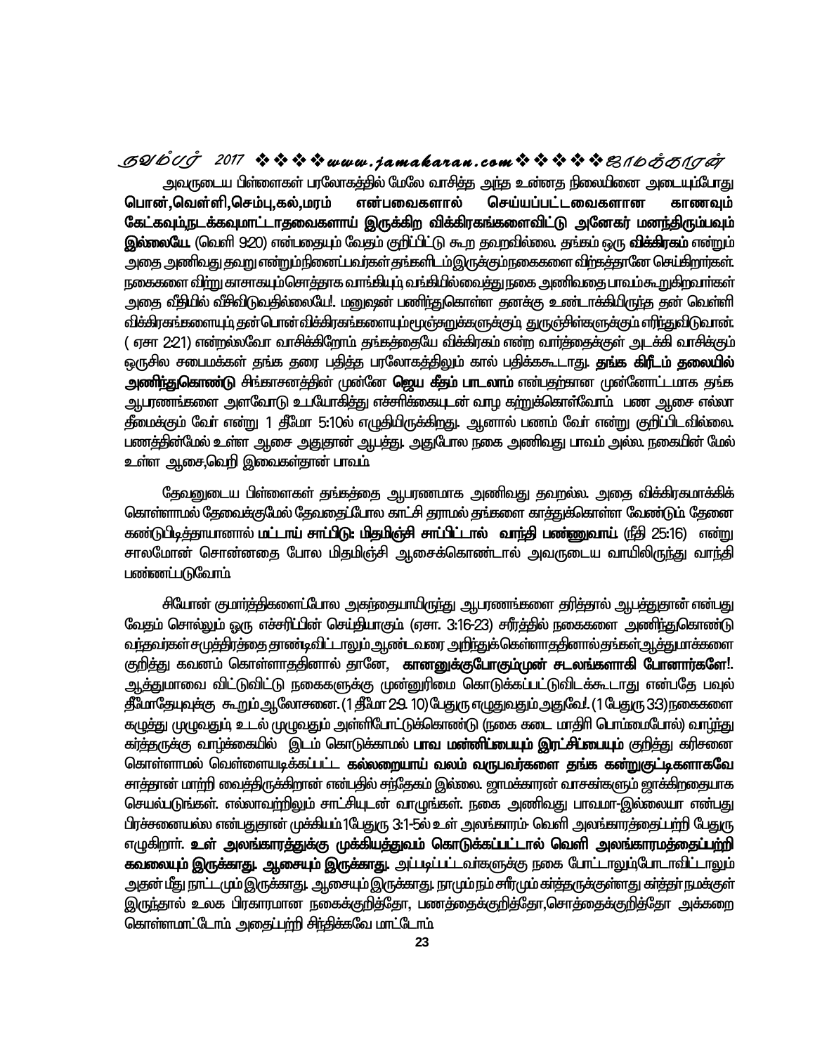அவருடைய பிள்ளைகள் பரலோகத்தில் மேலே வாசித்த அந்த உன்னத நிலையினை அடையும்போது **பொன்,வெள்ளி,செம்பு,கல்,மரம் என்பவைகளால் செய்யப்பட்டவைகளான காணவும் கேட்கவும்,நடக்கவுமாட்டாதவைகளாய் இருக்கிற விக்கிரகங்களைவிட்டு அனேகர் மனந்திரும்பவும் இல்லையே.** (வெளி 9:20) என்பதையும் வேதம் குறிப்பிட்டு கூற தவறவில்லை. தங்கம் ஒரு **விக்கிரகம்** என்றும் அதை அணிவது தவறு என்றும்நினைப்பவர்கள் தங்களிடம்இருக்கும்நகைகளை விற்கத்தானே செய்கிறார்கள். நகைகளை விற்று காசாகவும்சொத்தாக வாங்கியும், வங்கியில்வைத்து நகை அணிவதை பாவம்கூறுகிறவர்கள் அதை வீதியில் வீசிவிடுவதில்லையே!. மனுஷன் பணிந்துகொள்ள தனக்கு உண்டாக்கியிருந்த தன் வெள்ளி விக்கிரகங்களையும், தன் பொன் விக்கிரகங்களையும்மூஞ்சூறுகளுக்கும், துருஞ்சில்களுக்கும் எறிந்துவிடுவான். ( ஏசா 2:21) என்றல்லவோ வாசிக்கிறோம். தங்கத்தையே விக்கிரகம் என்ற வார்த்தைக்குள் அடக்கி வாசிக்கும் ஒருசில சபைமக்கள் தங்க தரை பதித்த பரலோகத்திலும் கால் பதிக்ககூடாது. **தங்க கிரீடம் தலையில் அணிந்துகொண்டு** சிங்காசனத்தின் முன்னே **ஜெய கீதம் பாடலாம்** என்பதற்கான முன்னோட்டமாக தங்க ஆபரணங்களை அளவோடு உபயோகித்து எச்சரிக்கையுடன் வாழ கற்றுக்கொள்வோம். பண ஆசை எல்லா தீமைக்கும் வேர் என்று 1 தீமோ 5:10ல் எழுதியிருக்கிறது. ஆனால் பணம் வேர் என்று குறிப்பிடவில்லை. பணத்தின்மேல் உள்ள ஆசை அதுதான் ஆபத்து. அதுபோல நகை அணிவது பாவம் அல்ல. நகையின் மேல் உள்ள ஆசை,வெறி இவைகள்தான் பாவம்.

தேவனுடைய பிள்ளைகள் தங்கத்தை ஆபரணமாக அணிவது தவறல்ல. அதை விக்கிரகமாக்கிக் கொள்ளாமல் தேவைக்குமேல் தேவதைப்போல காட்சி தராமல் தங்களை காத்துக்கொள்ள வேண்டும். தேனை கண்டுபிடித்தாயானால் **மட்டாய் சாப்பிடு; மிதமிஞ்சி சாப்பிட்டால் வாந்தி பண்ணுவாய்.** (நீதி 25:16) என்று சாலமோன் சொன்னதை போல மிதமிஞ்சி ஆசைக்கொண்டால் அவருடைய வாயிலிருந்து வாந்தி பண்ணப்படுவோம்.

சியோன் குமார்த்திகளைப்போல அகந்தையாயிருந்து ஆபரணங்களை தரித்தால் ஆபத்துதான் என்பது வேதம் சொல்லும் ஒரு எச்சரிப்பின் செய்தியாகும். (ஏசா. 3:16-23) சரீரத்தில் நகைகளை அணிந்துகொண்டு வந்தவர்கள் சமுத்திரத்தை தாண்டிவிட்டாலும் ஆண்டவரை அறிந்துக்கொள்ளாததினால் தங்கள் ஆத்துமாக்களை குறித்து கவனம் கொள்ளாததினால் தானே, **கானானுக்குபோகும்முன் சடலங்களாகி போனார்களே!**. ஆத்துமாவை விட்டுவிட்டு நகைகளுக்கு முன்னுரிமை கொடுக்கப்பட்டுவிடக்கூடாது என்பதே பவுல் தீமோத்தேயுவுக்கு கூறும் ஆலோசனை. (1 தீமோ 2:9. 10) பேதுரு எழுதுவதும் அதுவே!. (1 பேதுரு 3:3) நகைகளை கழுத்து முழுவதும், உடல் முழுவதும் அள்ளிபோட்டுக்கொண்டு (நகை கடை மாதிரி பொம்மைபோல்) வாழ்ந்து கர்த்தருக்கு வாழ்க்கையில் இடம் கொடுக்காமல் **பாவ மன்னிப்பையும் இரட்சிப்பையும்** குறித்து கரிசனை கொள்ளாமல் வெள்ளையடிக்கப்பட்ட **கல்லறையாய் வலம் வருபவர்களை தங்க கன்றுகுட்டிகளாகவே** சாத்தான் மாற்றி வைத்திருக்கிறான் என்பதில் சந்தேகம் இல்லை. ஜாமக்காரன் வாசகர்களும் ஜாக்கிரதையாக செயல்படுங்கள். எல்லாவற்றிலும் சாட்சியுடன் வாழுங்கள். நகை அணிவது பாவமா-இல்லையா என்பது பிரச்சனையல்ல என்பதுதான் முக்கியம். 1பேதுரு 3:1-5ல் உள் அலங்காரம்- வெளி அலங்காரத்தைப்பற்றி பேதுரு எழுதுகிறார். **உள் அலங்காரத்துக்கு முக்கியத்துவம் கொடுக்கப்பட்டால் வெளி அலங்காரமத்தைப்பற்றி கவலையும் இருக்காது. ஆசையும் இருக்காது.** அப்படிப்பட்டவர்களுக்கு நகை போட்டாலும்,போடாவிட்டாலும் அதன் மீது நாட்டமும் இருக்காது. ஆசையும் இருக்காது. நாமும் நம் சரீரமும் கர்த்தருக்குள்ளது கர்த்தர் நமக்குள் இருந்தால் உலக பிரகாரமான நகைக்குறித்தோ, பணத்தைக்குறித்தோ,சொத்தைக்குறித்தோ அக்கறை கொள்ளமாட்டோம். அதைப்பற்றி சிந்திக்கவே மாட்டோம்.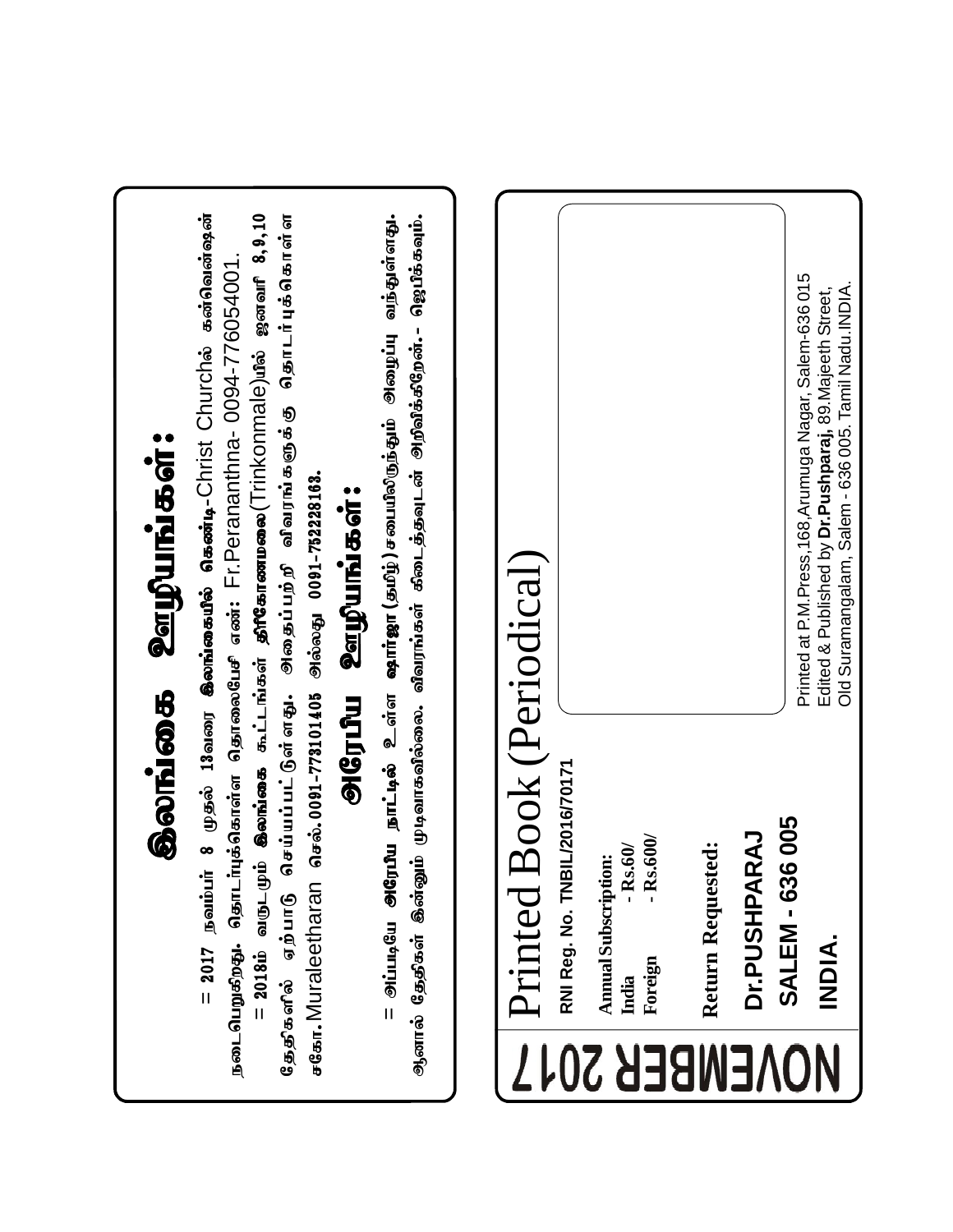# இலங்கை ஊழியங்கள்:

= 2017 நவம்பர் 8 முதல் 13வரை இலங்கையில் கெண்டி-Christ Churchல் கன்வென்ஷன் நடைபெறுகிறது. தொடர்புக்கொள்ள தொலைபேசி எண்: Fr.Peranonthna- 0094-776054001.

= 2018ம் வருடமும் இலங்கை கூட்டங்கள் திரிகோணமலை(Trinkonmale)யில் ஜனவரி 8,9,10 தேதிகளில் ஏற்பாடு செய்யப்பட்டுள்ளது. அதைப்பற்றி விவரங்களுக்கு தொடர்புக்கொள்ள சகோ.Muraleetharan செல்.0091-773101405 அல்லது 0091-752228163.

## அரேபிய ஊழியங்கள்:

= அப்படியே அரேபிய நாட்டில் உள்ள ஷார்ஜா(தமிழ்)சபையிலிருந்தும் அழைப்பு வந்துள்ளது. ஆனால் தேதிகள் இன்னும் முடிவாகவில்லை. விவரங்கள் கிடைத்தவுடன் அறிவிக்கிறேன்.- ஜெபிக்கவும்.

NOVEMBER 2017

Printed Book (Periodical)

**RNI Reg. No. TNBIL/2016/70171**

**Annual Subscription:**
India - Rs.60/
Foreign - Rs.600/

**Return Requested:**

**Dr.PUSHPARAJ**
**SALEM - 636 005**
**INDIA.**

Printed at P.M.Press,168,Arumuga Nagar, Salem-636 015
Edited & Published by **Dr.Pushparaj**, 89.Majeeth Street,
Old Suramangalam, Salem - 636 005. Tamil Nadu.INDIA.